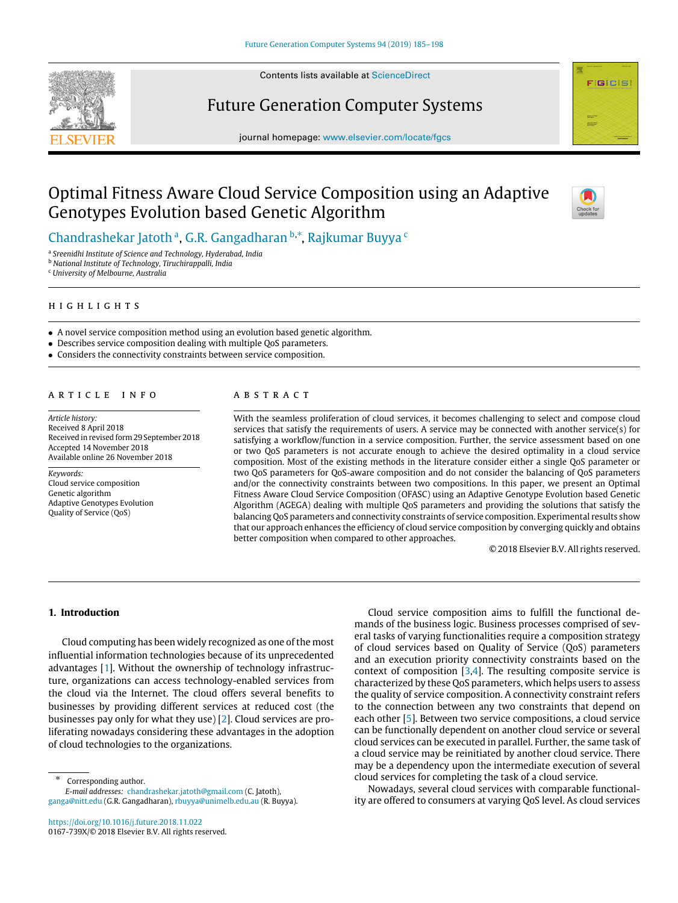# Optimal Fitness Aware Cloud Service Composition using an Adaptive Genotypes Evolution based Genetic Algorithm

Chandrashekar Jatoth [a], G.R. Gangadharan [b,*], Rajkumar Buyya [c]

[a] Sreenidhi Institute of Science and Technology, Hyderabad, India
[b] National Institute of Technology, Tiruchirappalli, India
[c] University of Melbourne, Australia

## HIGHLIGHTS

- A novel service composition method using an evolution based genetic algorithm.
- Describes service composition dealing with multiple QoS parameters.
- Considers the connectivity constraints between service composition.

## ARTICLE INFO

*Article history:*
Received 8 April 2018
Received in revised form 29 September 2018
Accepted 14 November 2018
Available online 26 November 2018

*Keywords:*
Cloud service composition
Genetic algorithm
Adaptive Genotypes Evolution
Quality of Service (QoS)

## ABSTRACT

With the seamless proliferation of cloud services, it becomes challenging to select and compose cloud services that satisfy the requirements of users. A service may be connected with another service(s) for satisfying a workflow/function in a service composition. Further, the service assessment based on one or two QoS parameters is not accurate enough to achieve the desired optimality in a cloud service composition. Most of the existing methods in the literature consider either a single QoS parameter or two QoS parameters for QoS-aware composition and do not consider the balancing of QoS parameters and/or the connectivity constraints between two compositions. In this paper, we present an Optimal Fitness Aware Cloud Service Composition (OFASC) using an Adaptive Genotype Evolution based Genetic Algorithm (AGEGA) dealing with multiple QoS parameters and providing the solutions that satisfy the balancing QoS parameters and connectivity constraints of service composition. Experimental results show that our approach enhances the efficiency of cloud service composition by converging quickly and obtains better composition when compared to other approaches.

© 2018 Elsevier B.V. All rights reserved.

## 1. Introduction

Cloud computing has been widely recognized as one of the most influential information technologies because of its unprecedented advantages [1]. Without the ownership of technology infrastructure, organizations can access technology-enabled services from the cloud via the Internet. The cloud offers several benefits to businesses by providing different services at reduced cost (the businesses pay only for what they use) [2]. Cloud services are proliferating nowadays considering these advantages in the adoption of cloud technologies to the organizations.

Cloud service composition aims to fulfill the functional demands of the business logic. Business processes comprised of several tasks of varying functionalities require a composition strategy of cloud services based on Quality of Service (QoS) parameters and an execution priority connectivity constraints based on the context of composition [3,4]. The resulting composite service is characterized by these QoS parameters, which helps users to assess the quality of service composition. A connectivity constraint refers to the connection between any two constraints that depend on each other [5]. Between two service compositions, a cloud service can be functionally dependent on another cloud service or several cloud services can be executed in parallel. Further, the same task of a cloud service may be reinitiated by another cloud service. There may be a dependency upon the intermediate execution of several cloud services for completing the task of a cloud service.

Nowadays, several cloud services with comparable functionality are offered to consumers at varying QoS level. As cloud services

* Corresponding author.
*E-mail addresses:* chandrashekar.jatoth@gmail.com (C. Jatoth), ganga@nitt.edu (G.R. Gangadharan), rbuyya@unimelb.edu.au (R. Buyya).

https://doi.org/10.1016/j.future.2018.11.022
0167-739X/© 2018 Elsevier B.V. All rights reserved.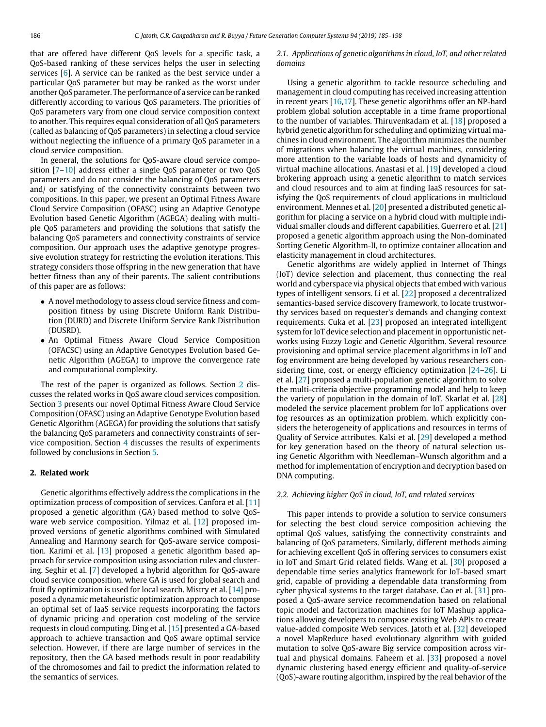that are offered have different QoS levels for a specific task, a QoS-based ranking of these services helps the user in selecting services [6]. A service can be ranked as the best service under a particular QoS parameter but may be ranked as the worst under another QoS parameter. The performance of a service can be ranked differently according to various QoS parameters. The priorities of QoS parameters vary from one cloud service composition context to another. This requires equal consideration of all QoS parameters (called as balancing of QoS parameters) in selecting a cloud service without neglecting the influence of a primary QoS parameter in a cloud service composition.

In general, the solutions for QoS-aware cloud service composition [7–10] address either a single QoS parameter or two QoS parameters and do not consider the balancing of QoS parameters and/ or satisfying of the connectivity constraints between two compositions. In this paper, we present an Optimal Fitness Aware Cloud Service Composition (OFASC) using an Adaptive Genotype Evolution based Genetic Algorithm (AGEGA) dealing with multiple QoS parameters and providing the solutions that satisfy the balancing QoS parameters and connectivity constraints of service composition. Our approach uses the adaptive genotype progressive evolution strategy for restricting the evolution iterations. This strategy considers those offspring in the new generation that have better fitness than any of their parents. The salient contributions of this paper are as follows:

- A novel methodology to assess cloud service fitness and composition fitness by using Discrete Uniform Rank Distribution (DURD) and Discrete Uniform Service Rank Distribution (DUSRD).
- An Optimal Fitness Aware Cloud Service Composition (OFACSC) using an Adaptive Genotypes Evolution based Genetic Algorithm (AGEGA) to improve the convergence rate and computational complexity.

The rest of the paper is organized as follows. Section 2 discusses the related works in QoS aware cloud services composition. Section 3 presents our novel Optimal Fitness Aware Cloud Service Composition (OFASC) using an Adaptive Genotype Evolution based Genetic Algorithm (AGEGA) for providing the solutions that satisfy the balancing QoS parameters and connectivity constraints of service composition. Section 4 discusses the results of experiments followed by conclusions in Section 5.

## 2. Related work

Genetic algorithms effectively address the complications in the optimization process of composition of services. Canfora et al. [11] proposed a genetic algorithm (GA) based method to solve QoS-ware web service composition. Yilmaz et al. [12] proposed improved versions of genetic algorithms combined with Simulated Annealing and Harmony search for QoS-aware service composition. Karimi et al. [13] proposed a genetic algorithm based approach for service composition using association rules and clustering. Seghir et al. [7] developed a hybrid algorithm for QoS-aware cloud service composition, where GA is used for global search and fruit fly optimization is used for local search. Mistry et al. [14] proposed a dynamic metaheuristic optimization approach to compose an optimal set of IaaS service requests incorporating the factors of dynamic pricing and operation cost modeling of the service requests in cloud computing. Ding et al. [15] presented a GA-based approach to achieve transaction and QoS aware optimal service selection. However, if there are large number of services in the repository, then the GA based methods result in poor readability of the chromosomes and fail to predict the information related to the semantics of services.

### 2.1. Applications of genetic algorithms in cloud, IoT, and other related domains

Using a genetic algorithm to tackle resource scheduling and management in cloud computing has received increasing attention in recent years [16,17]. These genetic algorithms offer an NP-hard problem global solution acceptable in a time frame proportional to the number of variables. Thiruvenkadam et al. [18] proposed a hybrid genetic algorithm for scheduling and optimizing virtual machines in cloud environment. The algorithm minimizes the number of migrations when balancing the virtual machines, considering more attention to the variable loads of hosts and dynamicity of virtual machine allocations. Anastasi et al. [19] developed a cloud brokering approach using a genetic algorithm to match services and cloud resources and to aim at finding IaaS resources for satisfying the QoS requirements of cloud applications in multicloud environment. Mennes et al. [20] presented a distributed genetic algorithm for placing a service on a hybrid cloud with multiple individual smaller clouds and different capabilities. Guerrero et al. [21] proposed a genetic algorithm approach using the Non-dominated Sorting Genetic Algorithm-II, to optimize container allocation and elasticity management in cloud architectures.

Genetic algorithms are widely applied in Internet of Things (IoT) device selection and placement, thus connecting the real world and cyberspace via physical objects that embed with various types of intelligent sensors. Li et al. [22] proposed a decentralized semantics-based service discovery framework, to locate trustworthy services based on requester's demands and changing context requirements. Cuka et al. [23] proposed an integrated intelligent system for IoT device selection and placement in opportunistic networks using Fuzzy Logic and Genetic Algorithm. Several resource provisioning and optimal service placement algorithms in IoT and fog environment are being developed by various researchers considering time, cost, or energy efficiency optimization [24–26]. Li et al. [27] proposed a multi-population genetic algorithm to solve the multi-criteria objective programming model and help to keep the variety of population in the domain of IoT. Skarlat et al. [28] modeled the service placement problem for IoT applications over fog resources as an optimization problem, which explicitly considers the heterogeneity of applications and resources in terms of Quality of Service attributes. Kalsi et al. [29] developed a method for key generation based on the theory of natural selection using Genetic Algorithm with Needleman–Wunsch algorithm and a method for implementation of encryption and decryption based on DNA computing.

### 2.2. Achieving higher QoS in cloud, IoT, and related services

This paper intends to provide a solution to service consumers for selecting the best cloud service composition achieving the optimal QoS values, satisfying the connectivity constraints and balancing of QoS parameters. Similarly, different methods aiming for achieving excellent QoS in offering services to consumers exist in IoT and Smart Grid related fields. Wang et al. [30] proposed a dependable time series analytics framework for IoT-based smart grid, capable of providing a dependable data transforming from cyber physical systems to the target database. Cao et al. [31] proposed a QoS-aware service recommendation based on relational topic model and factorization machines for IoT Mashup applications allowing developers to compose existing Web APIs to create value-added composite Web services. Jatoth et al. [32] developed a novel MapReduce based evolutionary algorithm with guided mutation to solve QoS-aware Big service composition across virtual and physical domains. Faheem et al. [33] proposed a novel dynamic clustering based energy efficient and quality-of-service (QoS)-aware routing algorithm, inspired by the real behavior of the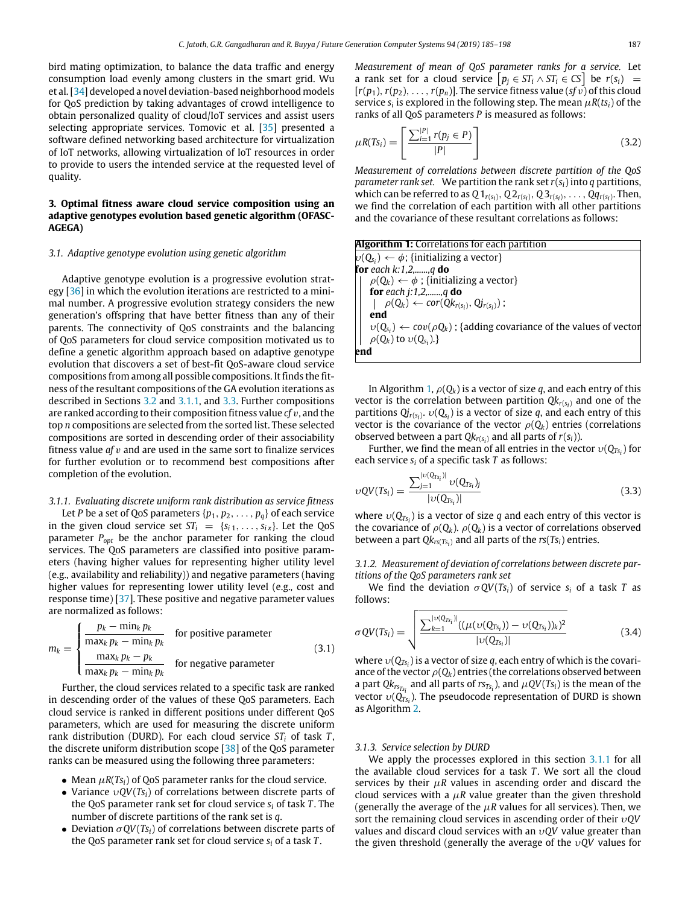bird mating optimization, to balance the data traffic and energy consumption load evenly among clusters in the smart grid. Wu et al. [34] developed a novel deviation-based neighborhood models for QoS prediction by taking advantages of crowd intelligence to obtain personalized quality of cloud/IoT services and assist users selecting appropriate services. Tomovic et al. [35] presented a software defined networking based architecture for virtualization of IoT networks, allowing virtualization of IoT resources in order to provide to users the intended service at the requested level of quality.

## 3. Optimal fitness aware cloud service composition using an adaptive genotypes evolution based genetic algorithm (OFASC-AGEGA)

### 3.1. Adaptive genotype evolution using genetic algorithm

Adaptive genotype evolution is a progressive evolution strategy [36] in which the evolution iterations are restricted to a minimal number. A progressive evolution strategy considers the new generation's offspring that have better fitness than any of their parents. The connectivity of QoS constraints and the balancing of QoS parameters for cloud service composition motivated us to define a genetic algorithm approach based on adaptive genotype evolution that discovers a set of best-fit QoS-aware cloud service compositions from among all possible compositions. It finds the fitness of the resultant compositions of the GA evolution iterations as described in Sections 3.2 and 3.1.1, and 3.3. Further compositions are ranked according to their composition fitness value $cfv$, and the top $n$ compositions are selected from the sorted list. These selected compositions are sorted in descending order of their associability fitness value $afv$ and are used in the same sort to finalize services for further evolution or to recommend best compositions after completion of the evolution.

#### 3.1.1. Evaluating discrete uniform rank distribution as service fitness

Let $P$ be a set of QoS parameters $\{p_1, p_2, \ldots, p_q\}$ of each service in the given cloud service set $ST_i = \{s_{i1}, \ldots, s_{ix}\}$. Let the QoS parameter $P_{opt}$ be the anchor parameter for ranking the cloud services. The QoS parameters are classified into positive parameters (having higher values for representing higher utility level (e.g., availability and reliability)) and negative parameters (having higher values for representing lower utility level (e.g., cost and response time)) [37]. These positive and negative parameter values are normalized as follows:

$$m_k = \begin{cases} \dfrac{p_k - \min_k p_k}{\max_k p_k - \min_k p_k} & \text{for positive parameter} \\[2ex] \dfrac{\max_k p_k - p_k}{\max_k p_k - \min_k p_k} & \text{for negative parameter} \end{cases} \tag{3.1}$$

Further, the cloud services related to a specific task are ranked in descending order of the values of these QoS parameters. Each cloud service is ranked in different positions under different QoS parameters, which are used for measuring the discrete uniform rank distribution (DURD). For each cloud service $ST_i$ of task $T$, the discrete uniform distribution scope [38] of the QoS parameter ranks can be measured using the following three parameters:

- Mean $\mu R(Ts_i)$ of QoS parameter ranks for the cloud service.
- Variance $\upsilon QV(Ts_i)$ of correlations between discrete parts of the QoS parameter rank set for cloud service $s_i$ of task $T$. The number of discrete partitions of the rank set is $q$.
- Deviation $\sigma QV(Ts_i)$ of correlations between discrete parts of the QoS parameter rank set for cloud service $s_i$ of a task $T$.

*Measurement of mean of QoS parameter ranks for a service.* Let a rank set for a cloud service $\left[p_j \in ST_i \wedge ST_i \in CS\right]$ be $r(s_i) = [r(p_1), r(p_2), \ldots, r(p_n)]$. The service fitness value ($sfv$) of this cloud service $s_i$ is explored in the following step. The mean $\mu R(ts_i)$ of the ranks of all QoS parameters $P$ is measured as follows:

$$\mu R(Ts_i) = \left[\frac{\sum_{i=1}^{|P|} r(p_j \in P)}{|P|}\right] \tag{3.2}$$

*Measurement of correlations between discrete partition of the QoS parameter rank set.* We partition the rank set $r(s_i)$ into $q$ partitions, which can be referred to as $Q1_{r(s_i)}, Q2_{r(s_i)}, Q3_{r(s_i)}, \ldots, Qq_{r(s_i)}$. Then, we find the correlation of each partition with all other partitions and the covariance of these resultant correlations as follows:

```
Algorithm 1: Correlations for each partition
υ(Q_si) ← φ; {initializing a vector}
for each k:1,2,......,q do
    ρ(Q_k) ← φ ; {initializing a vector}
    for each j:1,2,......,q do
        ρ(Q_k) ← cor(Qk_r(si), Qj_r(si)) ;
    end
    υ(Q_si) ← cov(ρQ_k) ; {adding covariance of the values of vector
    ρ(Q_k) to υ(Q_si).}
end
```

In Algorithm 1, $\rho(Q_k)$ is a vector of size $q$, and each entry of this vector is the correlation between partition $Qk_{r(s_i)}$ and one of the partitions $Qj_{r(s_i)}$. $\upsilon(Q_{s_i})$ is a vector of size $q$, and each entry of this vector is the covariance of the vector $\rho(Q_k)$ entries (correlations observed between a part $Qk_{r(s_i)}$ and all parts of $r(s_i)$).

Further, we find the mean of all entries in the vector $\upsilon(Q_{Ts_i})$ for each service $s_i$ of a specific task $T$ as follows:

$$\upsilon QV(Ts_i) = \frac{\sum_{j=1}^{|\upsilon(Q_{Ts_i})|} \upsilon(Q_{Ts_i})_j}{|\upsilon(Q_{Ts_i})|} \tag{3.3}$$

where $\upsilon(Q_{Ts_i})$ is a vector of size $q$ and each entry of this vector is the covariance of $\rho(Q_k)$. $\rho(Q_k)$ is a vector of correlations observed between a part $Qk_{rs(Ts_i)}$ and all parts of the $rs(Ts_i)$ entries.

#### 3.1.2. Measurement of deviation of correlations between discrete partitions of the QoS parameters rank set

We find the deviation $\sigma QV(Ts_i)$ of service $s_i$ of a task $T$ as follows:

$$\sigma QV(Ts_i) = \sqrt{\frac{\sum_{k=1}^{|\upsilon(Q_{Ts_i})|}((\mu(\upsilon(Q_{Ts_i})) - \upsilon(Q_{Ts_i}))_k)^2}{|\upsilon(Q_{Ts_i})|}} \tag{3.4}$$

where $\upsilon(Q_{Ts_i})$ is a vector of size $q$, each entry of which is the covariance of the vector $\rho(Q_k)$ entries (the correlations observed between a part $Qk_{rs_{Ts_i}}$ and all parts of $rs_{Ts_i}$), and $\mu QV(Ts_i)$ is the mean of the vector $\upsilon(Q_{Ts_i})$. The pseudocode representation of DURD is shown as Algorithm 2.

#### 3.1.3. Service selection by DURD

We apply the processes explored in this section 3.1.1 for all the available cloud services for a task $T$. We sort all the cloud services by their $\mu R$ values in ascending order and discard the cloud services with a $\mu R$ value greater than the given threshold (generally the average of the $\mu R$ values for all services). Then, we sort the remaining cloud services in ascending order of their $\upsilon QV$ values and discard cloud services with an $\upsilon QV$ value greater than the given threshold (generally the average of the $\upsilon QV$ values for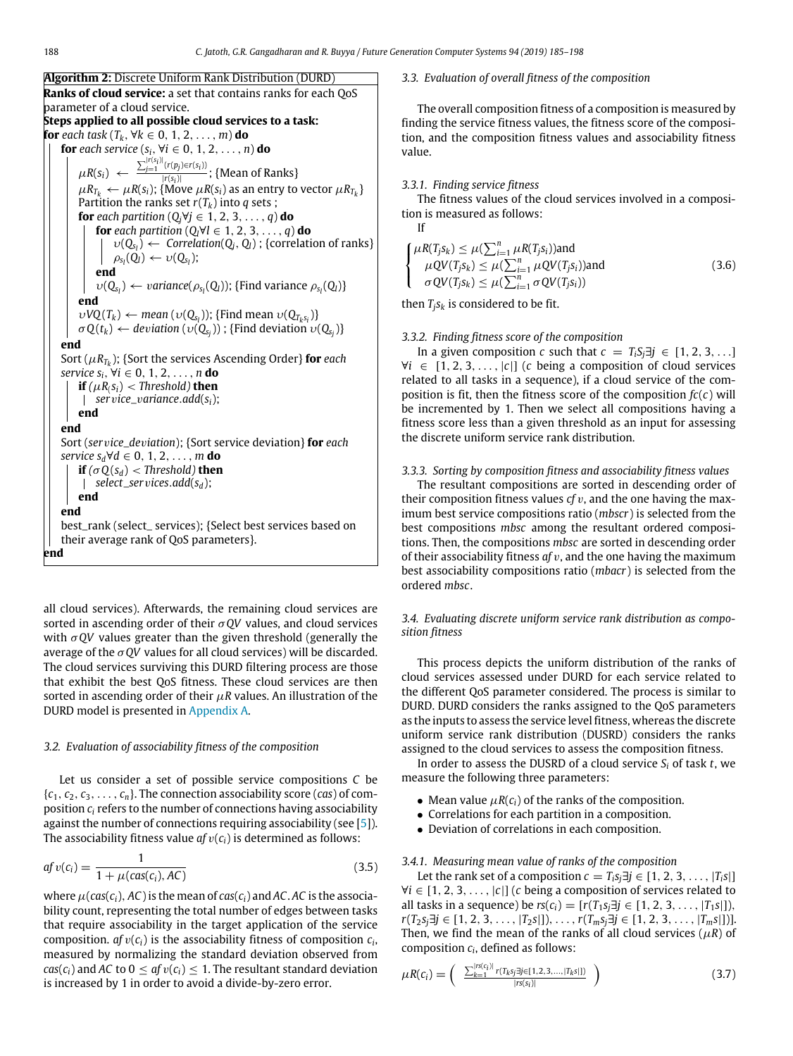**Algorithm 2:** Discrete Uniform Rank Distribution (DURD)

**Ranks of cloud service:** a set that contains ranks for each QoS parameter of a cloud service.
**Steps applied to all possible cloud services to a task:**

```
for each task (T_k, ∀k ∈ 0, 1, 2, ..., m) do
    for each service (s_i, ∀i ∈ 0, 1, 2, ..., n) do
        μR(s_i) ← Σ_{j=1}^{|r(s_i)|} (r(p_j) ∈ r(s_i)) / |r(s_i)| ; {Mean of Ranks}
        μR_{T_k} ← μR(s_i); {Move μR(s_i) as an entry to vector μR_{T_k}}
        Partition the ranks set r(T_k) into q sets ;
        for each partition (Q_j ∀j ∈ 1, 2, 3, ..., q) do
            for each partition (Q_l ∀l ∈ 1, 2, 3, ..., q) do
                υ(Q_{s_i}) ← Correlation(Q_j, Q_l) ; {correlation of ranks}
                ρ_{s_i}(Q_l) ← υ(Q_{s_i});
            end
            υ(Q_{s_i}) ← variance(ρ_{s_i}(Q_l)); {Find variance ρ_{s_i}(Q_l)}
        end
        υVQ(T_k) ← mean (υ(Q_{s_i})); {Find mean υ(Q_{T_k s_i})}
        σQ(t_k) ← deviation (υ(Q_{s_j})) ; {Find deviation υ(Q_{s_j})}
    end
    Sort (μR_{T_k}); {Sort the services Ascending Order} for each service s_i, ∀i ∈ 0, 1, 2, ..., n do
        if (μR(s_i) < Threshold) then
            service_variance.add(s_i);
        end
    end
    Sort (service_deviation); {Sort service deviation} for each service s_d ∀d ∈ 0, 1, 2, ..., m do
        if (σQ(s_d) < Threshold) then
            select_services.add(s_d);
        end
    end
    best_rank (select_ services); {Select best services based on their average rank of QoS parameters}.
end
```

all cloud services). Afterwards, the remaining cloud services are sorted in ascending order of their $\sigma QV$ values, and cloud services with $\sigma QV$ values greater than the given threshold (generally the average of the $\sigma QV$ values for all cloud services) will be discarded. The cloud services surviving this DURD filtering process are those that exhibit the best QoS fitness. These cloud services are then sorted in ascending order of their $\mu R$ values. An illustration of the DURD model is presented in Appendix A.

### 3.2. Evaluation of associability fitness of the composition

Let us consider a set of possible service compositions $C$ be $\{c_1, c_2, c_3, \ldots, c_n\}$. The connection associability score ($cas$) of composition $c_i$ refers to the number of connections having associability against the number of connections requiring associability (see [5]). The associability fitness value $afv(c_i)$ is determined as follows:

$$afv(c_i) = \frac{1}{1 + \mu(cas(c_i), AC)} \tag{3.5}$$

where $\mu(cas(c_i), AC)$ is the mean of $cas(c_i)$ and $AC$. $AC$ is the associability count, representing the total number of edges between tasks that require associability in the target application of the service composition. $afv(c_i)$ is the associability fitness of composition $c_i$, measured by normalizing the standard deviation observed from $cas(c_i)$ and $AC$ to $0 \leq afv(c_i) \leq 1$. The resultant standard deviation is increased by 1 in order to avoid a divide-by-zero error.

### 3.3. Evaluation of overall fitness of the composition

The overall composition fitness of a composition is measured by finding the service fitness values, the fitness score of the composition, and the composition fitness values and associability fitness value.

#### 3.3.1. Finding service fitness

The fitness values of the cloud services involved in a composition is measured as follows:

If

$$\begin{cases} \mu R(T_j s_k) \leq \mu(\sum_{i=1}^{n} \mu R(T_j s_i)) \text{and} \\ \mu QV(T_j s_k) \leq \mu(\sum_{i=1}^{n} \mu QV(T_j s_i)) \text{and} \\ \sigma QV(T_j s_k) \leq \mu(\sum_{i=1}^{n} \sigma QV(T_j s_i)) \end{cases} \tag{3.6}$$

then $T_j s_k$ is considered to be fit.

#### 3.3.2. Finding fitness score of the composition

In a given composition $c$ such that $c = T_i S_j \exists j \in [1, 2, 3, \ldots] \forall i \in [1, 2, 3, \ldots, |c|]$ ($c$ being a composition of cloud services related to all tasks in a sequence), if a cloud service of the composition is fit, then the fitness score of the composition $fc(c)$ will be incremented by 1. Then we select all compositions having a fitness score less than a given threshold as an input for assessing the discrete uniform service rank distribution.

#### 3.3.3. Sorting by composition fitness and associability fitness values

The resultant compositions are sorted in descending order of their composition fitness values $cfv$, and the one having the maximum best service compositions ratio ($mbscr$) is selected from the best compositions $mbsc$ among the resultant ordered compositions. Then, the compositions $mbsc$ are sorted in descending order of their associability fitness $afv$, and the one having the maximum best associability compositions ratio ($mbacr$) is selected from the ordered $mbsc$.

### 3.4. Evaluating discrete uniform service rank distribution as composition fitness

This process depicts the uniform distribution of the ranks of cloud services assessed under DURD for each service related to the different QoS parameter considered. The process is similar to DURD. DURD considers the ranks assigned to the QoS parameters as the inputs to assess the service level fitness, whereas the discrete uniform service rank distribution (DUSRD) considers the ranks assigned to the cloud services to assess the composition fitness.

In order to assess the DUSRD of a cloud service $S_i$ of task $t$, we measure the following three parameters:

- Mean value $\mu R(c_i)$ of the ranks of the composition.
- Correlations for each partition in a composition.
- Deviation of correlations in each composition.

#### 3.4.1. Measuring mean value of ranks of the composition

Let the rank set of a composition $c = T_i s_j \exists j \in [1, 2, 3, \ldots, |T_i s|] \forall i \in [1, 2, 3, \ldots, |c|]$ ($c$ being a composition of services related to all tasks in a sequence) be $rs(c_i) = [r(T_1 s_j \exists j \in [1, 2, 3, \ldots, |T_1 s|]), r(T_2 s_j \exists j \in [1, 2, 3, \ldots, |T_2 s|]), \ldots, r(T_m s_j \exists j \in [1, 2, 3, \ldots, |T_m s|])]$. Then, we find the mean of the ranks of all cloud services ($\mu R$) of composition $c_i$, defined as follows:

$$\mu R(c_i) = \left( \frac{\sum_{k=1}^{|rs(c_i)|} r(T_k s_j \exists j \in [1, 2, 3, \ldots, |T_k s|])}{|rs(s_i)|} \right) \tag{3.7}$$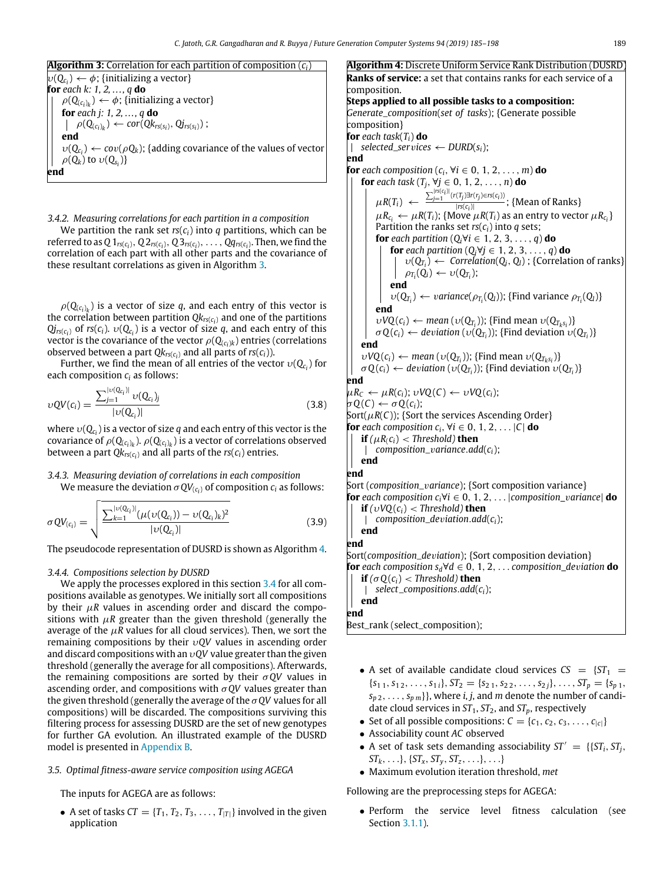**Algorithm 3:** Correlation for each partition of composition ($c_i$)

```
υ(Q_{c_i}) ← φ; {initializing a vector}
for each k: 1, 2, ..., q do
    ρ(Q_{(c_i)_k}) ← φ; {initializing a vector}
    for each j: 1, 2, ..., q do
        ρ(Q_{(c_i)_k}) ← cor(Qk_{rs(s_i)}, Qj_{rs(s_i)});
    end
    υ(Q_{c_i}) ← cov(ρQ_k); {adding covariance of the values of vector ρ(Q_k) to υ(Q_{s_i})}
end
```

#### 3.4.2. Measuring correlations for each partition in a composition

We partition the rank set $rs(c_i)$ into $q$ partitions, which can be referred to as $Q1_{rs(c_i)}, Q2_{rs(c_i)}, Q3_{rs(c_i)}, \ldots, Qq_{rs(c_i)}$. Then, we find the correlation of each part with all other parts and the covariance of these resultant correlations as given in Algorithm 3.

$\rho(Q_{(c_i)_k})$ is a vector of size $q$, and each entry of this vector is the correlation between partition $Qk_{rs(c_i)}$ and one of the partitions $Qj_{rs(c_i)}$ of $rs(c_i)$. $\upsilon(Q_{c_i})$ is a vector of size $q$, and each entry of this vector is the covariance of the vector $\rho(Q_{(c_i)k})$ entries (correlations observed between a part $Qk_{rs(c_i)}$ and all parts of $rs(c_i)$).

Further, we find the mean of all entries of the vector $\upsilon(Q_{c_i})$ for each composition $c_i$ as follows:

$$\upsilon QV(c_i) = \frac{\sum_{j=1}^{|\upsilon(Q_{c_i})|} \upsilon(Q_{c_i})_j}{|\upsilon(Q_{c_i})|} \tag{3.8}$$

where $\upsilon(Q_{c_i})$ is a vector of size $q$ and each entry of this vector is the covariance of $\rho(Q_{(c_i)_k})$. $\rho(Q_{(c_i)_k})$ is a vector of correlations observed between a part $Qk_{rs(c_i)}$ and all parts of the $rs(c_i)$ entries.

#### 3.4.3. Measuring deviation of correlations in each composition

We measure the deviation $\sigma QV_{(c_i)}$ of composition $c_i$ as follows:

$$\sigma QV_{(c_i)} = \sqrt{\frac{\sum_{k=1}^{|\upsilon(Q_{c_i})|} (\mu(\upsilon(Q_{c_i})) - \upsilon(Q_{c_i})_k)^2}{|\upsilon(Q_{c_i})|}} \tag{3.9}$$

The pseudocode representation of DUSRD is shown as Algorithm 4.

#### 3.4.4. Compositions selection by DUSRD

We apply the processes explored in this section 3.4 for all compositions available as genotypes. We initially sort all compositions by their $\mu R$ values in ascending order and discard the compositions with $\mu R$ greater than the given threshold (generally the average of the $\mu R$ values for all cloud services). Then, we sort the remaining compositions by their $\upsilon QV$ values in ascending order and discard compositions with an $\upsilon QV$ value greater than the given threshold (generally the average for all compositions). Afterwards, the remaining compositions are sorted by their $\sigma QV$ values in ascending order, and compositions with $\sigma QV$ values greater than the given threshold (generally the average of the $\sigma QV$ values for all compositions) will be discarded. The compositions surviving this filtering process for assessing DUSRD are the set of new genotypes for further GA evolution. An illustrated example of the DUSRD model is presented in Appendix B.

**Algorithm 4:** Discrete Uniform Service Rank Distribution (DUSRD)

**Ranks of service:** a set that contains ranks for each service of a composition.
**Steps applied to all possible tasks to a composition:**

```
Generate_composition(set of tasks); {Generate possible composition}
for each task(T_i) do
    selected_services ← DURD(s_i);
end
for each composition (c_i, ∀i ∈ 0, 1, 2, ..., m) do
    for each task (T_j, ∀j ∈ 0, 1, 2, ..., n) do
        μR(T_i) ← (Σ_{j=1}^{|rs(c_i)|} (r(T_j)∃r(r_j)∈rs(c_i))) / |rs(c_i)|; {Mean of Ranks}
        μR_{c_i} ← μR(T_i); {Move μR(T_i) as an entry to vector μR_{c_i}}
        Partition the ranks set rs(c_i) into q sets;
        for each partition (Q_i ∀i ∈ 1, 2, 3, ..., q) do
            for each partition (Q_j ∀j ∈ 1, 2, 3, ..., q) do
                υ(Q_{T_i}) ← Correlation(Q_j, Q_l); {Correlation of ranks}
                ρ_{T_i}(Q_l) ← υ(Q_{T_i});
            end
            υ(Q_{T_i}) ← variance(ρ_{T_i}(Q_l)); {Find variance ρ_{T_i}(Q_l)}
        end
        υVQ(c_i) ← mean(υ(Q_{T_i})); {Find mean υ(Q_{T_k s_i})}
        σQ(c_i) ← deviation(υ(Q_{T_i})); {Find deviation υ(Q_{T_i})}
    end
    υVQ(c_i) ← mean(υ(Q_{T_i})); {Find mean υ(Q_{T_k s_i})}
    σQ(c_i) ← deviation(υ(Q_{T_i})); {Find deviation υ(Q_{T_i})}
end
μR_C ← μR(c_i); υVQ(C) ← υVQ(c_i);
σQ(C) ← σQ(c_i);
Sort(μR(C)); {Sort the services Ascending Order}
for each composition c_i, ∀i ∈ 0, 1, 2, ... |C| do
    if (μR(c_i) < Threshold) then
        composition_variance.add(c_i);
    end
end
Sort (composition_variance); {Sort composition variance}
for each composition c_i ∀i ∈ 0, 1, 2, ... |composition_variance| do
    if (υVQ(c_i) < Threshold) then
        composition_deviation.add(c_i);
    end
end
Sort(composition_deviation); {Sort composition deviation}
for each composition s_d ∀d ∈ 0, 1, 2, ... composition_deviation do
    if (σQ(c_i) < Threshold) then
        select_compositions.add(c_i);
    end
end
Best_rank (select_composition);
```

### 3.5. Optimal fitness-aware service composition using AGEGA

The inputs for AGEGA are as follows:

- A set of tasks $CT = \{T_1, T_2, T_3, \ldots, T_{|T|}\}$ involved in the given application
- A set of available candidate cloud services $CS = \{ST_1 = \{s_{1\,1}, s_{1\,2}, \ldots, s_{1\,i}\}, ST_2 = \{s_{2\,1}, s_{2\,2}, \ldots, s_{2\,j}\}, \ldots, ST_p = \{s_{p\,1}, s_{p\,2}, \ldots, s_{p\,m}\}\}$, where $i, j$, and $m$ denote the number of candidate cloud services in $ST_1, ST_2$, and $ST_p$, respectively
- Set of all possible compositions: $C = \{c_1, c_2, c_3, \ldots, c_{|c|}\}$
- Associability count $AC$ observed
- A set of task sets demanding associability $ST' = \{\{ST_i, ST_j, ST_k, \ldots\}, \{ST_x, ST_y, ST_z, \ldots\}, \ldots\}$
- Maximum evolution iteration threshold, *met*

Following are the preprocessing steps for AGEGA:

- Perform the service level fitness calculation (see Section 3.1.1).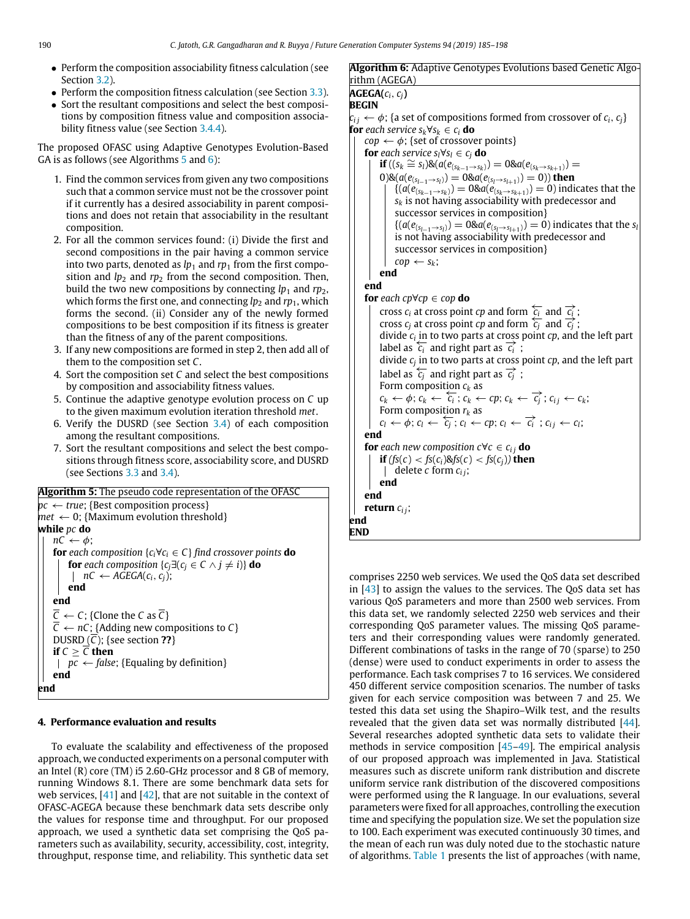- Perform the composition associability fitness calculation (see Section 3.2).
- Perform the composition fitness calculation (see Section 3.3).
- Sort the resultant compositions and select the best compositions by composition fitness value and composition associability fitness value (see Section 3.4.4).

The proposed OFASC using Adaptive Genotypes Evolution-Based GA is as follows (see Algorithms 5 and 6):

1. Find the common services from given any two compositions such that a common service must not be the crossover point if it currently has a desired associability in parent compositions and does not retain that associability in the resultant composition.
2. For all the common services found: (i) Divide the first and second compositions in the pair having a common service into two parts, denoted as $lp_1$ and $rp_1$ from the first composition and $lp_2$ and $rp_2$ from the second composition. Then, build the two new compositions by connecting $lp_1$ and $rp_2$, which forms the first one, and connecting $lp_2$ and $rp_1$, which forms the second. (ii) Consider any of the newly formed compositions to be best composition if its fitness is greater than the fitness of any of the parent compositions.
3. If any new compositions are formed in step 2, then add all of them to the composition set $C$.
4. Sort the composition set $C$ and select the best compositions by composition and associability fitness values.
5. Continue the adaptive genotype evolution process on $C$ up to the given maximum evolution iteration threshold *met*.
6. Verify the DUSRD (see Section 3.4) of each composition among the resultant compositions.
7. Sort the resultant compositions and select the best compositions through fitness score, associability score, and DUSRD (see Sections 3.3 and 3.4).

**Algorithm 5:** The pseudo code representation of the OFASC

```
pc ← true; {Best composition process}
met ← 0; {Maximum evolution threshold}
while pc do
    nC ← φ;
    for each composition {c_i ∀c_i ∈ C} find crossover points do
        for each composition {c_j ∃(c_j ∈ C ∧ j ≠ i)} do
            nC ← AGEGA(c_i, c_j);
        end
    end
    C̄ ← C; {Clone the C as C̄}
    C̄ ← nC; {Adding new compositions to C}
    DUSRD (C̄); {see section ??}
    if C ≥ C̄ then
        pc ← false; {Equaling by definition}
    end
end
```

**Algorithm 6:** Adaptive Genotypes Evolutions based Genetic Algorithm (AGEGA)

```
AGEGA(c_i, c_j)
BEGIN
c_ij ← φ; {a set of compositions formed from crossover of c_i, c_j}
for each service s_k ∀s_k ∈ c_i do
    cop ← φ; {set of crossover points}
    for each service s_l ∀s_l ∈ c_j do
        if ((s_k ≅ s_l)&(a(e_(s_{k-1}→s_k)) = 0&a(e_(s_k→s_{k+1})) =
        0)&(a(e_(s_{l-1}→s_l)) = 0&a(e_(s_l→s_{l+1})) = 0)) then
            {(a(e_(s_{k-1}→s_k)) = 0&a(e_(s_k→s_{k+1})) = 0) indicates that the
            s_k is not having associability with predecessor and
            successor services in composition}
            {(a(e_(s_{l-1}→s_l)) = 0&a(e_(s_l→s_{l+1})) = 0) indicates that the s_l
            is not having associability with predecessor and
            successor services in composition}
            cop ← s_k;
        end
    end
    for each cp ∀cp ∈ cop do
        cross c_i at cross point cp and form ←c_i and →c_i ;
        cross c_j at cross point cp and form ←c_j and →c_j ;
        divide c_i in to two parts at cross point cp, and the left part
        label as ←c_i and right part as →c_i ;
        divide c_j in to two parts at cross point cp, and the left part
        label as ←c_j and right part as →c_j ;
        Form composition c_k as
        c_k ← φ; c_k ← ←c_i ; c_k ← cp; c_k ← →c_j ; c_ij ← c_k;
        Form composition r_k as
        c_l ← φ; c_l ← ←c_j ; c_l ← cp; c_l ← →c_i ; c_ij ← c_l;
    end
    for each new composition c ∀c ∈ c_ij do
        if (fs(c) < fs(c_i)&fs(c) < fs(c_j)) then
            delete c form c_ij;
        end
    end
    return c_ij;
end
END
```

## 4. Performance evaluation and results

To evaluate the scalability and effectiveness of the proposed approach, we conducted experiments on a personal computer with an Intel (R) core (TM) i5 2.60-GHz processor and 8 GB of memory, running Windows 8.1. There are some benchmark data sets for web services, [41] and [42], that are not suitable in the context of OFASC-AGEGA because these benchmark data sets describe only the values for response time and throughput. For our proposed approach, we used a synthetic data set comprising the QoS parameters such as availability, security, accessibility, cost, integrity, throughput, response time, and reliability. This synthetic data set comprises 2250 web services. We used the QoS data set described in [43] to assign the values to the services. The QoS data set has various QoS parameters and more than 2500 web services. From this data set, we randomly selected 2250 web services and their corresponding QoS parameter values. The missing QoS parameters and their corresponding values were randomly generated. Different combinations of tasks in the range of 70 (sparse) to 250 (dense) were used to conduct experiments in order to assess the performance. Each task comprises 7 to 16 services. We considered 450 different service composition scenarios. The number of tasks given for each service composition was between 7 and 25. We tested this data set using the Shapiro–Wilk test, and the results revealed that the given data set was normally distributed [44]. Several researches adopted synthetic data sets to validate their methods in service composition [45–49]. The empirical analysis of our proposed approach was implemented in Java. Statistical measures such as discrete uniform rank distribution and discrete uniform service rank distribution of the discovered compositions were performed using the R language. In our evaluations, several parameters were fixed for all approaches, controlling the execution time and specifying the population size. We set the population size to 100. Each experiment was executed continuously 30 times, and the mean of each run was duly noted due to the stochastic nature of algorithms. Table 1 presents the list of approaches (with name,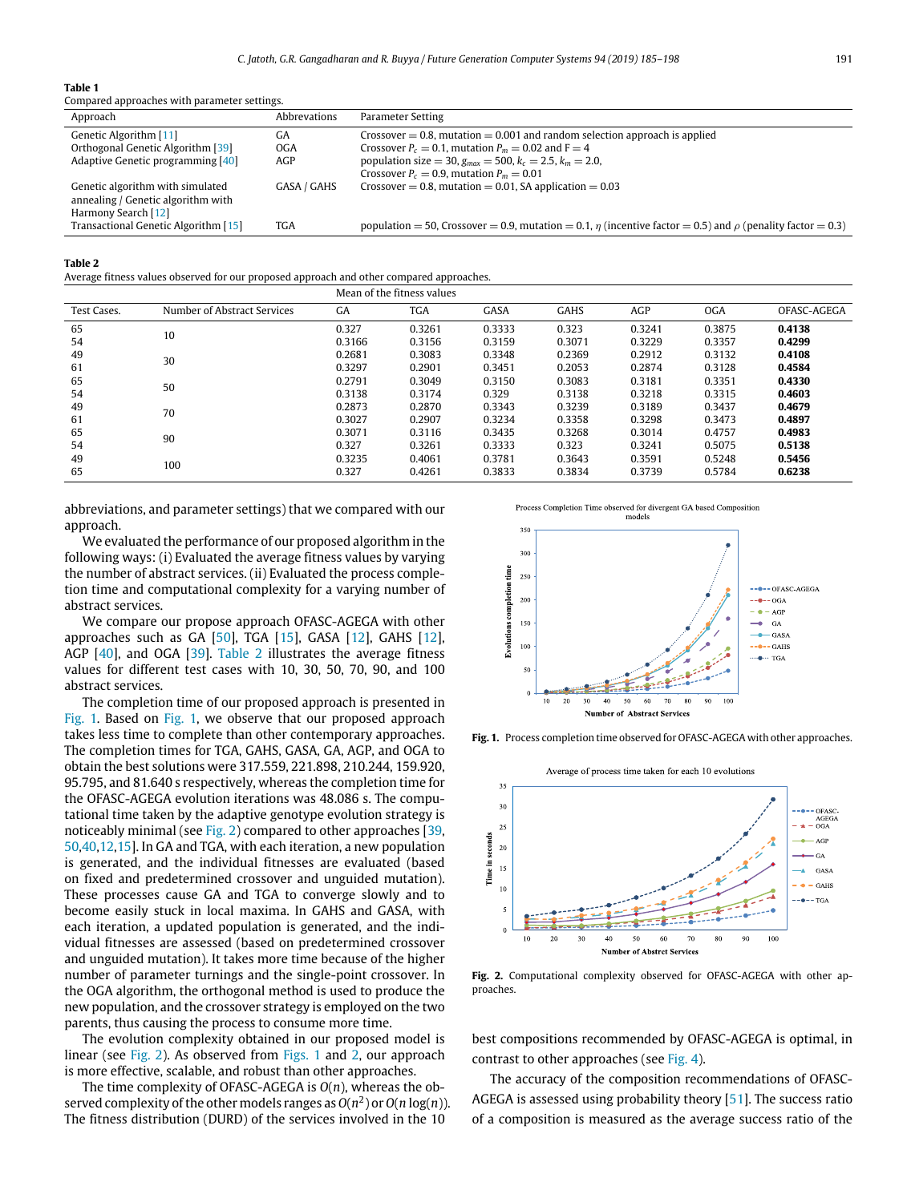**Table 1**
Compared approaches with parameter settings.

| Approach | Abbrevations | Parameter Setting |
|---|---|---|
| Genetic Algorithm [11] | GA | Crossover = 0.8, mutation = 0.001 and random selection approach is applied |
| Orthogonal Genetic Algorithm [39] | OGA | Crossover $P_c$ = 0.1, mutation $P_m$ = 0.02 and F = 4 |
| Adaptive Genetic programming [40] | AGP | population size = 30, $g_{max}$ = 500, $k_c$ = 2.5, $k_m$ = 2.0, Crossover $P_c$ = 0.9, mutation $P_m$ = 0.01 |
| Genetic algorithm with simulated annealing / Genetic algorithm with Harmony Search [12] | GASA / GAHS | Crossover = 0.8, mutation = 0.01, SA application = 0.03 |
| Transactional Genetic Algorithm [15] | TGA | population = 50, Crossover = 0.9, mutation = 0.1, $\eta$ (incentive factor = 0.5) and $\rho$ (penality factor = 0.3) |

**Table 2**
Average fitness values observed for our proposed approach and other compared approaches.

| Test Cases. | Number of Abstract Services | Mean of the fitness values | | | | | | |
|---|---|---|---|---|---|---|---|---|
| | | GA | TGA | GASA | GAHS | AGP | OGA | OFASC-AGEGA |
| 65 | 10 | 0.327 | 0.3261 | 0.3333 | 0.323 | 0.3241 | 0.3875 | **0.4138** |
| 54 | | 0.3166 | 0.3156 | 0.3159 | 0.3071 | 0.3229 | 0.3357 | **0.4299** |
| 49 | 30 | 0.2681 | 0.3083 | 0.3348 | 0.2369 | 0.2912 | 0.3132 | **0.4108** |
| 61 | | 0.3297 | 0.2901 | 0.3451 | 0.2053 | 0.2874 | 0.3128 | **0.4584** |
| 65 | 50 | 0.2791 | 0.3049 | 0.3150 | 0.3083 | 0.3181 | 0.3351 | **0.4330** |
| 54 | | 0.3138 | 0.3174 | 0.329 | 0.3138 | 0.3218 | 0.3315 | **0.4603** |
| 49 | 70 | 0.2873 | 0.2870 | 0.3343 | 0.3239 | 0.3189 | 0.3437 | **0.4679** |
| 61 | | 0.3027 | 0.2907 | 0.3234 | 0.3358 | 0.3298 | 0.3473 | **0.4897** |
| 65 | 90 | 0.3071 | 0.3116 | 0.3435 | 0.3268 | 0.3014 | 0.4757 | **0.4983** |
| 54 | | 0.327 | 0.3261 | 0.3333 | 0.323 | 0.3241 | 0.5075 | **0.5138** |
| 49 | 100 | 0.3235 | 0.4061 | 0.3781 | 0.3643 | 0.3591 | 0.5248 | **0.5456** |
| 65 | | 0.327 | 0.4261 | 0.3833 | 0.3834 | 0.3739 | 0.5784 | **0.6238** |

abbreviations, and parameter settings) that we compared with our approach.

We evaluated the performance of our proposed algorithm in the following ways: (i) Evaluated the average fitness values by varying the number of abstract services. (ii) Evaluated the process completion time and computational complexity for a varying number of abstract services.

We compare our propose approach OFASC-AGEGA with other approaches such as GA [50], TGA [15], GASA [12], GAHS [12], AGP [40], and OGA [39]. Table 2 illustrates the average fitness values for different test cases with 10, 30, 50, 70, 90, and 100 abstract services.

The completion time of our proposed approach is presented in Fig. 1. Based on Fig. 1, we observe that our proposed approach takes less time to complete than other contemporary approaches. The completion times for TGA, GAHS, GASA, GA, AGP, and OGA to obtain the best solutions were 317.559, 221.898, 210.244, 159.920, 95.795, and 81.640 s respectively, whereas the completion time for the OFASC-AGEGA evolution iterations was 48.086 s. The computational time taken by the adaptive genotype evolution strategy is noticeably minimal (see Fig. 2) compared to other approaches [39,50,40,12,15]. In GA and TGA, with each iteration, a new population is generated, and the individual fitnesses are evaluated (based on fixed and predetermined crossover and unguided mutation). These processes cause GA and TGA to converge slowly and to become easily stuck in local maxima. In GAHS and GASA, with each iteration, a updated population is generated, and the individual fitnesses are assessed (based on predetermined crossover and unguided mutation). It takes more time because of the higher number of parameter turnings and the single-point crossover. In the OGA algorithm, the orthogonal method is used to produce the new population, and the crossover strategy is employed on the two parents, thus causing the process to consume more time.

The evolution complexity obtained in our proposed model is linear (see Fig. 2). As observed from Figs. 1 and 2, our approach is more effective, scalable, and robust than other approaches.

The time complexity of OFASC-AGEGA is $O(n)$, whereas the observed complexity of the other models ranges as $O(n^2)$ or $O(n\log(n))$. The fitness distribution (DURD) of the services involved in the 10 best compositions recommended by OFASC-AGEGA is optimal, in contrast to other approaches (see Fig. 4).

**Fig. 1.** Process completion time observed for OFASC-AGEGA with other approaches.

**Fig. 2.** Computational complexity observed for OFASC-AGEGA with other approaches.

The accuracy of the composition recommendations of OFASC-AGEGA is assessed using probability theory [51]. The success ratio of a composition is measured as the average success ratio of the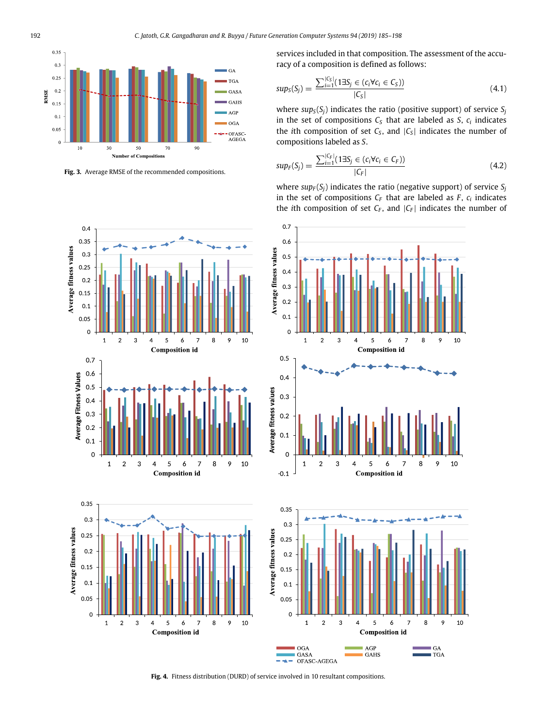Fig. 3. Average RMSE of the recommended compositions.

services included in that composition. The assessment of the accuracy of a composition is defined as follows:

$$sup_S(S_j) = \frac{\sum_{i=1}^{|C_S|}(1 \exists S_j \in (c_i \forall c_i \in C_S))}{|C_S|} \tag{4.1}$$

where $sup_S(S_j)$ indicates the ratio (positive support) of service $S_j$ in the set of compositions $C_S$ that are labeled as $S$, $c_i$ indicates the $i$th composition of set $C_S$, and $|C_S|$ indicates the number of compositions labeled as $S$.

$$sup_F(S_j) = \frac{\sum_{i=1}^{|C_F|}(1 \exists S_j \in (c_i \forall c_i \in C_F))}{|C_F|} \tag{4.2}$$

where $sup_F(S_j)$ indicates the ratio (negative support) of service $S_j$ in the set of compositions $C_F$ that are labeled as $F$, $c_i$ indicates the $i$th composition of set $C_F$, and $|C_F|$ indicates the number of

Fig. 4. Fitness distribution (DURD) of service involved in 10 resultant compositions.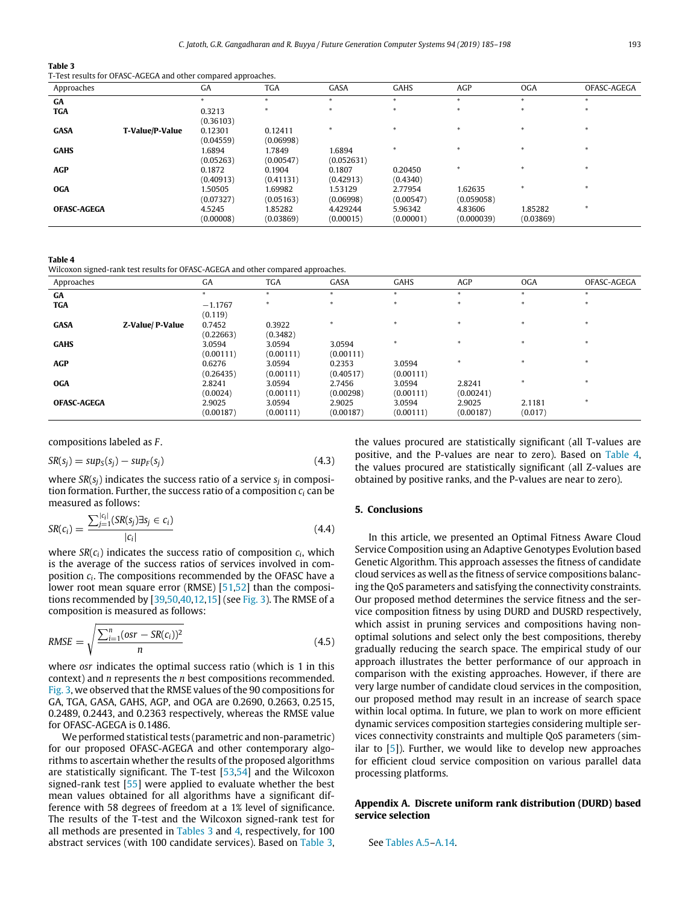**Table 3**
T-Test results for OFASC-AGEGA and other compared approaches.

| Approaches | | GA | TGA | GASA | GAHS | AGP | OGA | OFASC-AGEGA |
|---|---|---|---|---|---|---|---|---|
| **GA** | | * | * | * | * | * | * | * |
| **TGA** | | 0.3213 (0.36103) | * | * | * | * | * | * |
| **GASA** | **T-Value/P-Value** | 0.12301 (0.04559) | 0.12411 (0.06998) | * | * | * | * | * |
| **GAHS** | | 1.6894 (0.05263) | 1.7849 (0.00547) | 1.6894 (0.052631) | * | * | * | * |
| **AGP** | | 0.1872 (0.40913) | 0.1904 (0.41131) | 0.1807 (0.42913) | 0.20450 (0.4340) | * | * | * |
| **OGA** | | 1.50505 (0.07327) | 1.69982 (0.05163) | 1.53129 (0.06998) | 2.77954 (0.00547) | 1.62635 (0.059058) | * | * |
| **OFASC-AGEGA** | | 4.5245 (0.00008) | 1.85282 (0.03869) | 4.429244 (0.00015) | 5.96342 (0.00001) | 4.83606 (0.000039) | 1.85282 (0.03869) | * |

**Table 4**
Wilcoxon signed-rank test results for OFASC-AGEGA and other compared approaches.

| Approaches | | GA | TGA | GASA | GAHS | AGP | OGA | OFASC-AGEGA |
|---|---|---|---|---|---|---|---|---|
| **GA** | | * | * | * | * | * | * | * |
| **TGA** | | −1.1767 (0.119) | * | * | * | * | * | * |
| **GASA** | **Z-Value/ P-Value** | 0.7452 (0.22663) | 0.3922 (0.3482) | * | * | * | * | * |
| **GAHS** | | 3.0594 (0.00111) | 3.0594 (0.00111) | 3.0594 (0.00111) | * | * | * | * |
| **AGP** | | 0.6276 (0.26435) | 3.0594 (0.00111) | 0.2353 (0.40517) | 3.0594 (0.00111) | * | * | * |
| **OGA** | | 2.8241 (0.0024) | 3.0594 (0.00111) | 2.7456 (0.00298) | 3.0594 (0.00111) | 2.8241 (0.00241) | * | * |
| **OFASC-AGEGA** | | 2.9025 (0.00187) | 3.0594 (0.00111) | 2.9025 (0.00187) | 3.0594 (0.00111) | 2.9025 (0.00187) | 2.1181 (0.017) | * |

compositions labeled as $F$.

$$SR(s_j) = sup_S(s_j) - sup_F(s_j) \tag{4.3}$$

where $SR(s_j)$ indicates the success ratio of a service $s_j$ in composition formation. Further, the success ratio of a composition $c_i$ can be measured as follows:

$$SR(c_i) = \frac{\sum_{j=1}^{|c_i|}(SR(s_j)\exists s_j \in c_i)}{|c_i|} \tag{4.4}$$

where $SR(c_i)$ indicates the success ratio of composition $c_i$, which is the average of the success ratios of services involved in composition $c_i$. The compositions recommended by the OFASC have a lower root mean square error (RMSE) [51,52] than the compositions recommended by [39,50,40,12,15] (see Fig. 3). The RMSE of a composition is measured as follows:

$$RMSE = \sqrt{\frac{\sum_{i=1}^{n}(osr - SR(c_i))^2}{n}} \tag{4.5}$$

where $osr$ indicates the optimal success ratio (which is 1 in this context) and $n$ represents the $n$ best compositions recommended. Fig. 3, we observed that the RMSE values of the 90 compositions for GA, TGA, GASA, GAHS, AGP, and OGA are 0.2690, 0.2663, 0.2515, 0.2489, 0.2443, and 0.2363 respectively, whereas the RMSE value for OFASC-AGEGA is 0.1486.

We performed statistical tests (parametric and non-parametric) for our proposed OFASC-AGEGA and other contemporary algorithms to ascertain whether the results of the proposed algorithms are statistically significant. The T-test [53,54] and the Wilcoxon signed-rank test [55] were applied to evaluate whether the best mean values obtained for all algorithms have a significant difference with 58 degrees of freedom at a 1% level of significance. The results of the T-test and the Wilcoxon signed-rank test for all methods are presented in Tables 3 and 4, respectively, for 100 abstract services (with 100 candidate services). Based on Table 3, the values procured are statistically significant (all T-values are positive, and the P-values are near to zero). Based on Table 4, the values procured are statistically significant (all Z-values are obtained by positive ranks, and the P-values are near to zero).

## 5. Conclusions

In this article, we presented an Optimal Fitness Aware Cloud Service Composition using an Adaptive Genotypes Evolution based Genetic Algorithm. This approach assesses the fitness of candidate cloud services as well as the fitness of service compositions balancing the QoS parameters and satisfying the connectivity constraints. Our proposed method determines the service fitness and the service composition fitness by using DURD and DUSRD respectively, which assist in pruning services and compositions having non-optimal solutions and select only the best compositions, thereby gradually reducing the search space. The empirical study of our approach illustrates the better performance of our approach in comparison with the existing approaches. However, if there are very large number of candidate cloud services in the composition, our proposed method may result in an increase of search space within local optima. In future, we plan to work on more efficient dynamic services composition startegies considering multiple services connectivity constraints and multiple QoS parameters (similar to [5]). Further, we would like to develop new approaches for efficient cloud service composition on various parallel data processing platforms.

## Appendix A. Discrete uniform rank distribution (DURD) based service selection

See Tables A.5–A.14.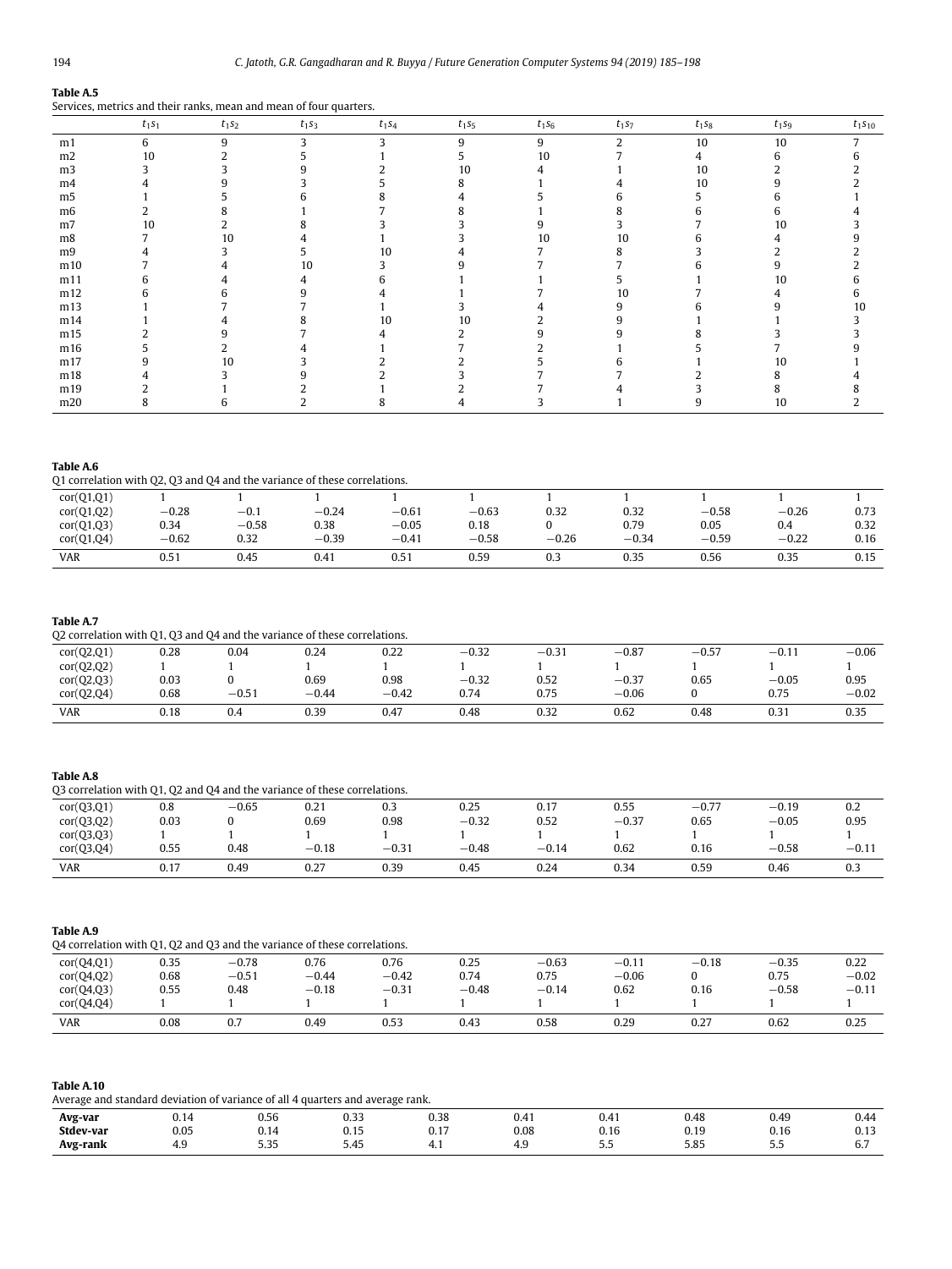**Table A.5**
Services, metrics and their ranks, mean and mean of four quarters.

| | $t_1s_1$ | $t_1s_2$ | $t_1s_3$ | $t_1s_4$ | $t_1s_5$ | $t_1s_6$ | $t_1s_7$ | $t_1s_8$ | $t_1s_9$ | $t_1s_{10}$ |
|---|---|---|---|---|---|---|---|---|---|---|
| m1 | 6 | 9 | 3 | 3 | 9 | 9 | 2 | 10 | 10 | 7 |
| m2 | 10 | 2 | 5 | 1 | 5 | 10 | 7 | 4 | 6 | 6 |
| m3 | 3 | 3 | 9 | 2 | 10 | 4 | 1 | 10 | 2 | 2 |
| m4 | 4 | 9 | 3 | 5 | 8 | 1 | 4 | 10 | 9 | 2 |
| m5 | 1 | 5 | 6 | 8 | 4 | 5 | 6 | 5 | 6 | 1 |
| m6 | 2 | 8 | 1 | 7 | 8 | 1 | 8 | 6 | 6 | 4 |
| m7 | 10 | 2 | 8 | 3 | 3 | 9 | 3 | 7 | 10 | 3 |
| m8 | 7 | 10 | 4 | 1 | 3 | 10 | 10 | 6 | 4 | 9 |
| m9 | 4 | 3 | 5 | 10 | 4 | 7 | 8 | 3 | 2 | 2 |
| m10 | 7 | 4 | 10 | 3 | 9 | 7 | 7 | 6 | 9 | 2 |
| m11 | 6 | 4 | 4 | 6 | 1 | 1 | 5 | 1 | 10 | 6 |
| m12 | 6 | 6 | 9 | 4 | 1 | 7 | 10 | 7 | 4 | 6 |
| m13 | 1 | 7 | 7 | 1 | 3 | 4 | 9 | 6 | 9 | 10 |
| m14 | 1 | 4 | 8 | 10 | 10 | 2 | 9 | 1 | 1 | 3 |
| m15 | 2 | 9 | 7 | 4 | 2 | 9 | 9 | 8 | 3 | 3 |
| m16 | 5 | 2 | 4 | 1 | 7 | 2 | 1 | 5 | 7 | 9 |
| m17 | 9 | 10 | 3 | 2 | 2 | 5 | 6 | 1 | 10 | 1 |
| m18 | 4 | 3 | 9 | 2 | 3 | 7 | 7 | 2 | 8 | 4 |
| m19 | 2 | 1 | 2 | 1 | 2 | 7 | 4 | 3 | 8 | 8 |
| m20 | 8 | 6 | 2 | 8 | 4 | 3 | 1 | 9 | 10 | 2 |

**Table A.6**
Q1 correlation with Q2, Q3 and Q4 and the variance of these correlations.

| | | | | | | | | | | |
|---|---|---|---|---|---|---|---|---|---|---|
| cor(Q1,Q1) | 1 | 1 | 1 | 1 | 1 | 1 | 1 | 1 | 1 | 1 |
| cor(Q1,Q2) | −0.28 | −0.1 | −0.24 | −0.61 | −0.63 | 0.32 | 0.32 | −0.58 | −0.26 | 0.73 |
| cor(Q1,Q3) | 0.34 | −0.58 | 0.38 | −0.05 | 0.18 | 0 | 0.79 | 0.05 | 0.4 | 0.32 |
| cor(Q1,Q4) | −0.62 | 0.32 | −0.39 | −0.41 | −0.58 | −0.26 | −0.34 | −0.59 | −0.22 | 0.16 |
| VAR | 0.51 | 0.45 | 0.41 | 0.51 | 0.59 | 0.3 | 0.35 | 0.56 | 0.35 | 0.15 |

**Table A.7**
Q2 correlation with Q1, Q3 and Q4 and the variance of these correlations.

| | | | | | | | | | | |
|---|---|---|---|---|---|---|---|---|---|---|
| cor(Q2,Q1) | 0.28 | 0.04 | 0.24 | 0.22 | −0.32 | −0.31 | −0.87 | −0.57 | −0.11 | −0.06 |
| cor(Q2,Q2) | 1 | 1 | 1 | 1 | 1 | 1 | 1 | 1 | 1 | 1 |
| cor(Q2,Q3) | 0.03 | 0 | 0.69 | 0.98 | −0.32 | 0.52 | −0.37 | 0.65 | −0.05 | 0.95 |
| cor(Q2,Q4) | 0.68 | −0.51 | −0.44 | −0.42 | 0.74 | 0.75 | −0.06 | 0 | 0.75 | −0.02 |
| VAR | 0.18 | 0.4 | 0.39 | 0.47 | 0.48 | 0.32 | 0.62 | 0.48 | 0.31 | 0.35 |

**Table A.8**
Q3 correlation with Q1, Q2 and Q4 and the variance of these correlations.

| | | | | | | | | | | |
|---|---|---|---|---|---|---|---|---|---|---|
| cor(Q3,Q1) | 0.8 | −0.65 | 0.21 | 0.3 | 0.25 | 0.17 | 0.55 | −0.77 | −0.19 | 0.2 |
| cor(Q3,Q2) | 0.03 | 0 | 0.69 | 0.98 | −0.32 | 0.52 | −0.37 | 0.65 | −0.05 | 0.95 |
| cor(Q3,Q3) | 1 | 1 | 1 | 1 | 1 | 1 | 1 | 1 | 1 | 1 |
| cor(Q3,Q4) | 0.55 | 0.48 | −0.18 | −0.31 | −0.48 | −0.14 | 0.62 | 0.16 | −0.58 | −0.11 |
| VAR | 0.17 | 0.49 | 0.27 | 0.39 | 0.45 | 0.24 | 0.34 | 0.59 | 0.46 | 0.3 |

**Table A.9**
Q4 correlation with Q1, Q2 and Q3 and the variance of these correlations.

| | | | | | | | | | | |
|---|---|---|---|---|---|---|---|---|---|---|
| cor(Q4,Q1) | 0.35 | −0.78 | 0.76 | 0.76 | 0.25 | −0.63 | −0.11 | −0.18 | −0.35 | 0.22 |
| cor(Q4,Q2) | 0.68 | −0.51 | −0.44 | −0.42 | 0.74 | 0.75 | −0.06 | 0 | 0.75 | −0.02 |
| cor(Q4,Q3) | 0.55 | 0.48 | −0.18 | −0.31 | −0.48 | −0.14 | 0.62 | 0.16 | −0.58 | −0.11 |
| cor(Q4,Q4) | 1 | 1 | 1 | 1 | 1 | 1 | 1 | 1 | 1 | 1 |
| VAR | 0.08 | 0.7 | 0.49 | 0.53 | 0.43 | 0.58 | 0.29 | 0.27 | 0.62 | 0.25 |

**Table A.10**
Average and standard deviation of variance of all 4 quarters and average rank.

| | | | | | | | | | |
|---|---|---|---|---|---|---|---|---|---|
| **Avg-var** | 0.14 | 0.56 | 0.33 | 0.38 | 0.41 | 0.41 | 0.48 | 0.49 | 0.44 |
| **Stdev-var** | 0.05 | 0.14 | 0.15 | 0.17 | 0.08 | 0.16 | 0.19 | 0.16 | 0.13 |
| **Avg-rank** | 4.9 | 5.35 | 5.45 | 4.1 | 4.9 | 5.5 | 5.85 | 5.5 | 6.7 |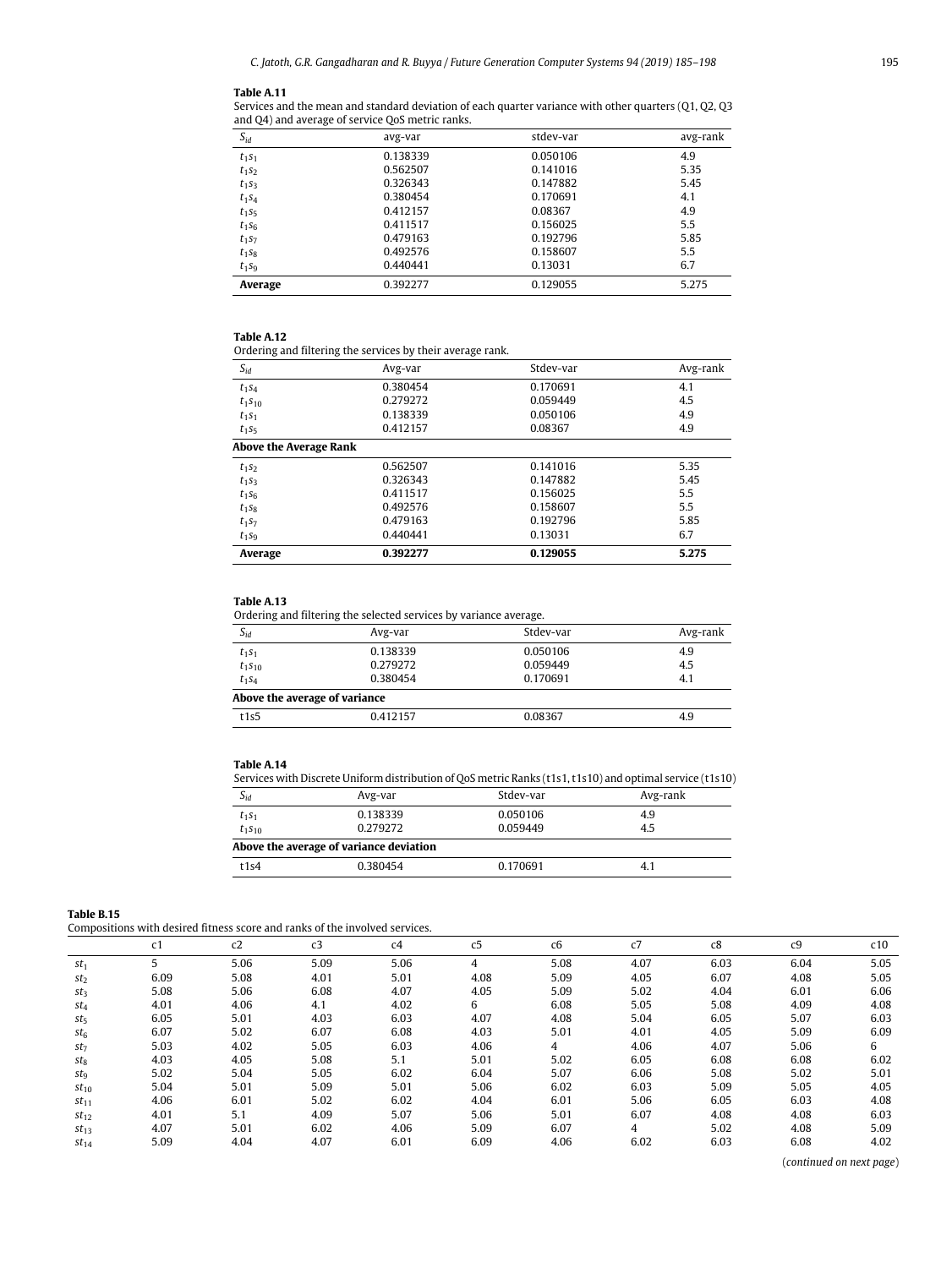**Table A.11**
Services and the mean and standard deviation of each quarter variance with other quarters (Q1, Q2, Q3 and Q4) and average of service QoS metric ranks.

| $S_{id}$ | avg-var | stdev-var | avg-rank |
|---|---|---|---|
| $t_1s_1$ | 0.138339 | 0.050106 | 4.9 |
| $t_1s_2$ | 0.562507 | 0.141016 | 5.35 |
| $t_1s_3$ | 0.326343 | 0.147882 | 5.45 |
| $t_1s_4$ | 0.380454 | 0.170691 | 4.1 |
| $t_1s_5$ | 0.412157 | 0.08367 | 4.9 |
| $t_1s_6$ | 0.411517 | 0.156025 | 5.5 |
| $t_1s_7$ | 0.479163 | 0.192796 | 5.85 |
| $t_1s_8$ | 0.492576 | 0.158607 | 5.5 |
| $t_1s_9$ | 0.440441 | 0.13031 | 6.7 |
| **Average** | 0.392277 | 0.129055 | 5.275 |

**Table A.12**
Ordering and filtering the services by their average rank.

| $S_{id}$ | Avg-var | Stdev-var | Avg-rank |
|---|---|---|---|
| $t_1s_4$ | 0.380454 | 0.170691 | 4.1 |
| $t_1s_{10}$ | 0.279272 | 0.059449 | 4.5 |
| $t_1s_1$ | 0.138339 | 0.050106 | 4.9 |
| $t_1s_5$ | 0.412157 | 0.08367 | 4.9 |
| **Above the Average Rank** | | | |
| $t_1s_2$ | 0.562507 | 0.141016 | 5.35 |
| $t_1s_3$ | 0.326343 | 0.147882 | 5.45 |
| $t_1s_6$ | 0.411517 | 0.156025 | 5.5 |
| $t_1s_8$ | 0.492576 | 0.158607 | 5.5 |
| $t_1s_7$ | 0.479163 | 0.192796 | 5.85 |
| $t_1s_9$ | 0.440441 | 0.13031 | 6.7 |
| **Average** | **0.392277** | **0.129055** | **5.275** |

**Table A.13**
Ordering and filtering the selected services by variance average.

| $S_{id}$ | Avg-var | Stdev-var | Avg-rank |
|---|---|---|---|
| $t_1s_1$ | 0.138339 | 0.050106 | 4.9 |
| $t_1s_{10}$ | 0.279272 | 0.059449 | 4.5 |
| $t_1s_4$ | 0.380454 | 0.170691 | 4.1 |
| **Above the average of variance** | | | |
| t1s5 | 0.412157 | 0.08367 | 4.9 |

**Table A.14**
Services with Discrete Uniform distribution of QoS metric Ranks (t1s1, t1s10) and optimal service (t1s10)

| $S_{id}$ | Avg-var | Stdev-var | Avg-rank |
|---|---|---|---|
| $t_1s_1$ | 0.138339 | 0.050106 | 4.9 |
| $t_1s_{10}$ | 0.279272 | 0.059449 | 4.5 |
| **Above the average of variance deviation** | | | |
| t1s4 | 0.380454 | 0.170691 | 4.1 |

**Table B.15**
Compositions with desired fitness score and ranks of the involved services.

| | c1 | c2 | c3 | c4 | c5 | c6 | c7 | c8 | c9 | c10 |
|---|---|---|---|---|---|---|---|---|---|---|
| $st_1$ | 5 | 5.06 | 5.09 | 5.06 | 4 | 5.08 | 4.07 | 6.03 | 6.04 | 5.05 |
| $st_2$ | 6.09 | 5.08 | 4.01 | 5.01 | 4.08 | 5.09 | 4.05 | 6.07 | 4.08 | 5.05 |
| $st_3$ | 5.08 | 5.06 | 6.08 | 4.07 | 4.05 | 5.09 | 5.02 | 4.04 | 6.01 | 6.06 |
| $st_4$ | 4.01 | 4.06 | 4.1 | 4.02 | 6 | 6.08 | 5.05 | 5.08 | 4.09 | 4.08 |
| $st_5$ | 6.05 | 5.01 | 4.03 | 6.03 | 4.07 | 4.08 | 5.04 | 6.05 | 5.07 | 6.03 |
| $st_6$ | 6.07 | 5.02 | 6.07 | 6.08 | 4.03 | 5.01 | 4.01 | 4.05 | 5.09 | 6.09 |
| $st_7$ | 5.03 | 4.02 | 5.05 | 6.03 | 4.06 | 4 | 4.06 | 4.07 | 5.06 | 6 |
| $st_8$ | 4.03 | 4.05 | 5.08 | 5.1 | 5.01 | 5.02 | 6.05 | 6.08 | 6.08 | 6.02 |
| $st_9$ | 5.02 | 5.04 | 5.05 | 6.02 | 6.04 | 5.07 | 6.06 | 5.08 | 5.02 | 5.01 |
| $st_{10}$ | 5.04 | 5.01 | 5.09 | 5.01 | 5.06 | 6.02 | 6.03 | 5.09 | 5.05 | 4.05 |
| $st_{11}$ | 4.06 | 6.01 | 5.02 | 6.02 | 4.04 | 6.01 | 5.06 | 6.05 | 6.03 | 4.08 |
| $st_{12}$ | 4.01 | 5.1 | 4.09 | 5.07 | 5.06 | 5.01 | 6.07 | 4.08 | 4.08 | 6.03 |
| $st_{13}$ | 4.07 | 5.01 | 6.02 | 4.06 | 5.09 | 6.07 | 4 | 5.02 | 4.08 | 5.09 |
| $st_{14}$ | 5.09 | 4.04 | 4.07 | 6.01 | 6.09 | 4.06 | 6.02 | 6.03 | 6.08 | 4.02 |

(*continued on next page*)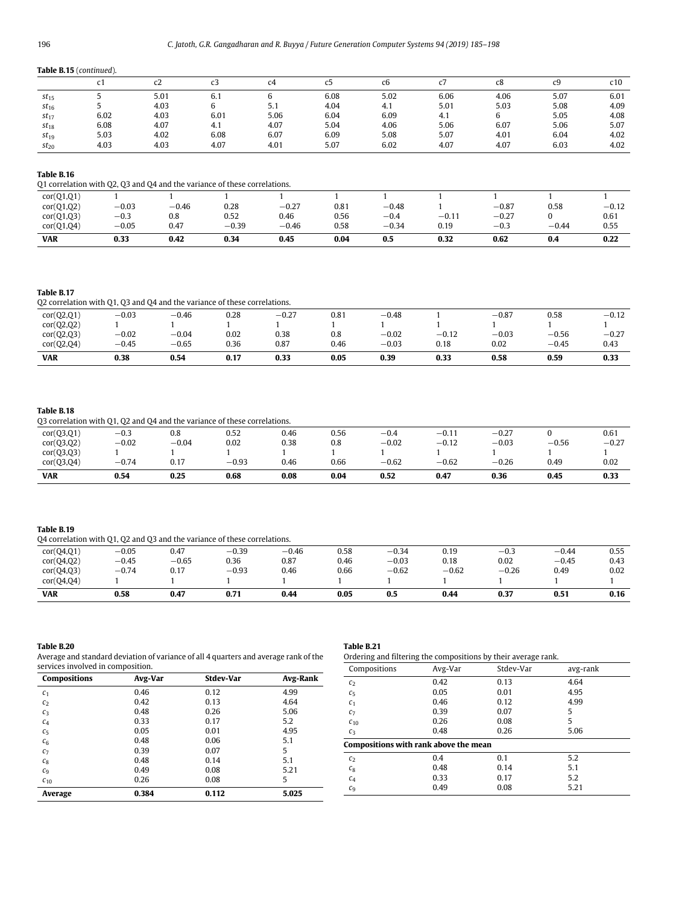**Table B.15** (*continued*).

| | c1 | c2 | c3 | c4 | c5 | c6 | c7 | c8 | c9 | c10 |
|---|---|---|---|---|---|---|---|---|---|---|
| $st_{15}$ | 5 | 5.01 | 6.1 | 6 | 6.08 | 5.02 | 6.06 | 4.06 | 5.07 | 6.01 |
| $st_{16}$ | 5 | 4.03 | 6 | 5.1 | 4.04 | 4.1 | 5.01 | 5.03 | 5.08 | 4.09 |
| $st_{17}$ | 6.02 | 4.03 | 6.01 | 5.06 | 6.04 | 6.09 | 4.1 | 6 | 5.05 | 4.08 |
| $st_{18}$ | 6.08 | 4.07 | 4.1 | 4.07 | 5.04 | 4.06 | 5.06 | 6.07 | 5.06 | 5.07 |
| $st_{19}$ | 5.03 | 4.02 | 6.08 | 6.07 | 6.09 | 5.08 | 5.07 | 4.01 | 6.04 | 4.02 |
| $st_{20}$ | 4.03 | 4.03 | 4.07 | 4.01 | 5.07 | 6.02 | 4.07 | 4.07 | 6.03 | 4.02 |

**Table B.16**
Q1 correlation with Q2, Q3 and Q4 and the variance of these correlations.

| | | | | | | | | | | |
|---|---|---|---|---|---|---|---|---|---|---|
| cor(Q1,Q1) | 1 | 1 | 1 | 1 | 1 | 1 | 1 | 1 | 1 | 1 |
| cor(Q1,Q2) | −0.03 | −0.46 | 0.28 | −0.27 | 0.81 | −0.48 | 1 | −0.87 | 0.58 | −0.12 |
| cor(Q1,Q3) | −0.3 | 0.8 | 0.52 | 0.46 | 0.56 | −0.4 | −0.11 | −0.27 | 0 | 0.61 |
| cor(Q1,Q4) | −0.05 | 0.47 | −0.39 | −0.46 | 0.58 | −0.34 | 0.19 | −0.3 | −0.44 | 0.55 |
| **VAR** | **0.33** | **0.42** | **0.34** | **0.45** | **0.04** | **0.5** | **0.32** | **0.62** | **0.4** | **0.22** |

**Table B.17**
Q2 correlation with Q1, Q3 and Q4 and the variance of these correlations.

| | | | | | | | | | | |
|---|---|---|---|---|---|---|---|---|---|---|
| cor(Q2,Q1) | −0.03 | −0.46 | 0.28 | −0.27 | 0.81 | −0.48 | 1 | −0.87 | 0.58 | −0.12 |
| cor(Q2,Q2) | 1 | 1 | 1 | 1 | 1 | 1 | 1 | 1 | 1 | 1 |
| cor(Q2,Q3) | −0.02 | −0.04 | 0.02 | 0.38 | 0.8 | −0.02 | −0.12 | −0.03 | −0.56 | −0.27 |
| cor(Q2,Q4) | −0.45 | −0.65 | 0.36 | 0.87 | 0.46 | −0.03 | 0.18 | 0.02 | −0.45 | 0.43 |
| **VAR** | **0.38** | **0.54** | **0.17** | **0.33** | **0.05** | **0.39** | **0.33** | **0.58** | **0.59** | **0.33** |

**Table B.18**
Q3 correlation with Q1, Q2 and Q4 and the variance of these correlations.

| | | | | | | | | | | |
|---|---|---|---|---|---|---|---|---|---|---|
| cor(Q3,Q1) | −0.3 | 0.8 | 0.52 | 0.46 | 0.56 | −0.4 | −0.11 | −0.27 | 0 | 0.61 |
| cor(Q3,Q2) | −0.02 | −0.04 | 0.02 | 0.38 | 0.8 | −0.02 | −0.12 | −0.03 | −0.56 | −0.27 |
| cor(Q3,Q3) | 1 | 1 | 1 | 1 | 1 | 1 | 1 | 1 | 1 | 1 |
| cor(Q3,Q4) | −0.74 | 0.17 | −0.93 | 0.46 | 0.66 | −0.62 | −0.62 | −0.26 | 0.49 | 0.02 |
| **VAR** | **0.54** | **0.25** | **0.68** | **0.08** | **0.04** | **0.52** | **0.47** | **0.36** | **0.45** | **0.33** |

**Table B.19**
Q4 correlation with Q1, Q2 and Q3 and the variance of these correlations.

| | | | | | | | | | | |
|---|---|---|---|---|---|---|---|---|---|---|
| cor(Q4,Q1) | −0.05 | 0.47 | −0.39 | −0.46 | 0.58 | −0.34 | 0.19 | −0.3 | −0.44 | 0.55 |
| cor(Q4,Q2) | −0.45 | −0.65 | 0.36 | 0.87 | 0.46 | −0.03 | 0.18 | 0.02 | −0.45 | 0.43 |
| cor(Q4,Q3) | −0.74 | 0.17 | −0.93 | 0.46 | 0.66 | −0.62 | −0.62 | −0.26 | 0.49 | 0.02 |
| cor(Q4,Q4) | 1 | 1 | 1 | 1 | 1 | 1 | 1 | 1 | 1 | 1 |
| **VAR** | **0.58** | **0.47** | **0.71** | **0.44** | **0.05** | **0.5** | **0.44** | **0.37** | **0.51** | **0.16** |

**Table B.20**
Average and standard deviation of variance of all 4 quarters and average rank of the services involved in composition.

| **Compositions** | **Avg-Var** | **Stdev-Var** | **Avg-Rank** |
|---|---|---|---|
| $c_1$ | 0.46 | 0.12 | 4.99 |
| $c_2$ | 0.42 | 0.13 | 4.64 |
| $c_3$ | 0.48 | 0.26 | 5.06 |
| $c_4$ | 0.33 | 0.17 | 5.2 |
| $c_5$ | 0.05 | 0.01 | 4.95 |
| $c_6$ | 0.48 | 0.06 | 5.1 |
| $c_7$ | 0.39 | 0.07 | 5 |
| $c_8$ | 0.48 | 0.14 | 5.1 |
| $c_9$ | 0.49 | 0.08 | 5.21 |
| $c_{10}$ | 0.26 | 0.08 | 5 |
| **Average** | **0.384** | **0.112** | **5.025** |

**Table B.21**
Ordering and filtering the compositions by their average rank.

| Compositions | Avg-Var | Stdev-Var | avg-rank |
|---|---|---|---|
| $c_2$ | 0.42 | 0.13 | 4.64 |
| $c_5$ | 0.05 | 0.01 | 4.95 |
| $c_1$ | 0.46 | 0.12 | 4.99 |
| $c_7$ | 0.39 | 0.07 | 5 |
| $c_{10}$ | 0.26 | 0.08 | 5 |
| $c_3$ | 0.48 | 0.26 | 5.06 |
| **Compositions with rank above the mean** | | | |
| $c_2$ | 0.4 | 0.1 | 5.2 |
| $c_8$ | 0.48 | 0.14 | 5.1 |
| $c_4$ | 0.33 | 0.17 | 5.2 |
| $c_9$ | 0.49 | 0.08 | 5.21 |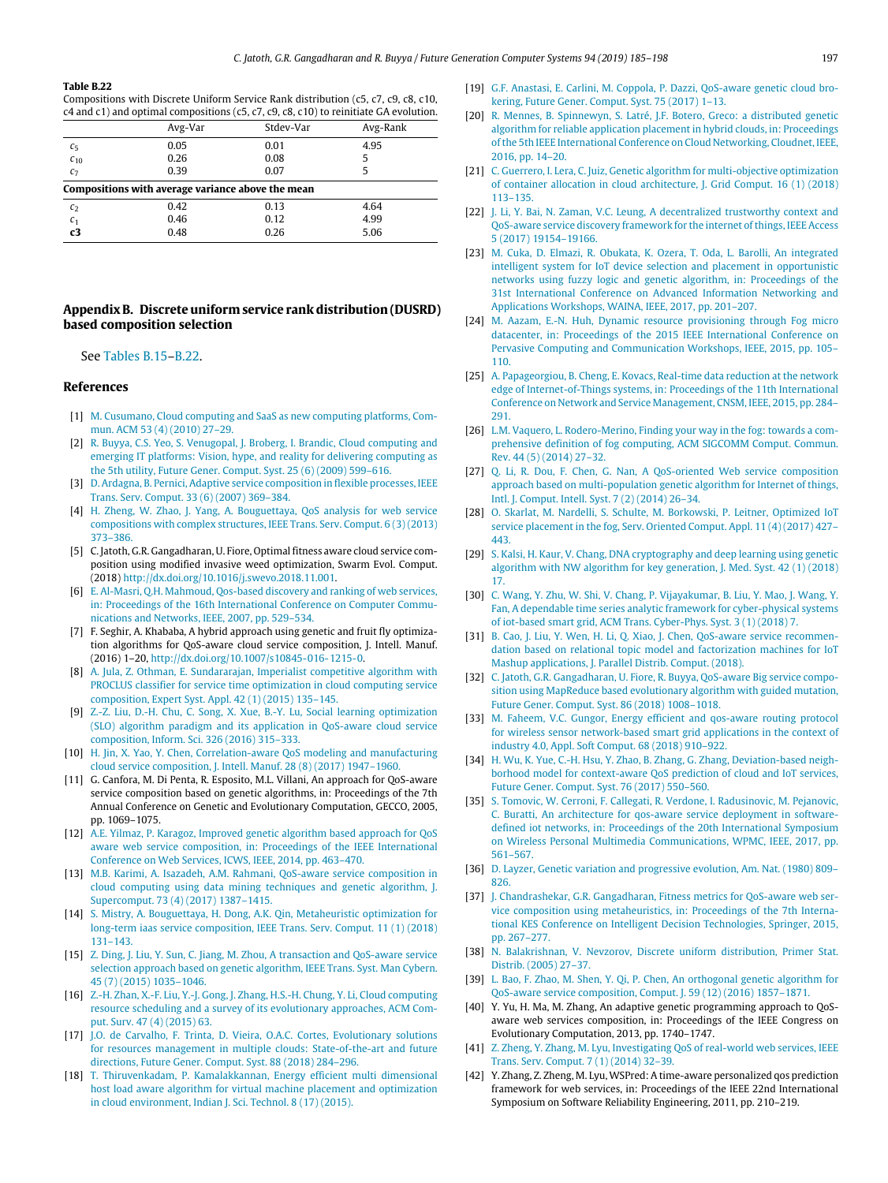**Table B.22**
Compositions with Discrete Uniform Service Rank distribution (c5, c7, c9, c8, c10, c4 and c1) and optimal compositions (c5, c7, c9, c8, c10) to reinitiate GA evolution.

| | Avg-Var | Stdev-Var | Avg-Rank |
|---|---|---|---|
| $c_5$ | 0.05 | 0.01 | 4.95 |
| $c_{10}$ | 0.26 | 0.08 | 5 |
| $c_7$ | 0.39 | 0.07 | 5 |
| **Compositions with average variance above the mean** | | | |
| $c_2$ | 0.42 | 0.13 | 4.64 |
| $c_1$ | 0.46 | 0.12 | 4.99 |
| **c3** | 0.48 | 0.26 | 5.06 |

## Appendix B. Discrete uniform service rank distribution (DUSRD) based composition selection

See Tables B.15–B.22.

## References

[1] M. Cusumano, Cloud computing and SaaS as new computing platforms, Commun. ACM 53 (4) (2010) 27–29.

[2] R. Buyya, C.S. Yeo, S. Venugopal, J. Broberg, I. Brandic, Cloud computing and emerging IT platforms: Vision, hype, and reality for delivering computing as the 5th utility, Future Gener. Comput. Syst. 25 (6) (2009) 599–616.

[3] D. Ardagna, B. Pernici, Adaptive service composition in flexible processes, IEEE Trans. Serv. Comput. 33 (6) (2007) 369–384.

[4] H. Zheng, W. Zhao, J. Yang, A. Bouguettaya, QoS analysis for web service compositions with complex structures, IEEE Trans. Serv. Comput. 6 (3) (2013) 373–386.

[5] C. Jatoth, G.R. Gangadharan, U. Fiore, Optimal fitness aware cloud service composition using modified invasive weed optimization, Swarm Evol. Comput. (2018) http://dx.doi.org/10.1016/j.swevo.2018.11.001.

[6] E. Al-Masri, Q.H. Mahmoud, Qos-based discovery and ranking of web services, in: Proceedings of the 16th International Conference on Computer Communications and Networks, IEEE, 2007, pp. 529–534.

[7] F. Seghir, A. Khababa, A hybrid approach using genetic and fruit fly optimization algorithms for QoS-aware cloud service composition, J. Intell. Manuf. (2016) 1–20, http://dx.doi.org/10.1007/s10845-016-1215-0.

[8] A. Jula, Z. Othman, E. Sundararajan, Imperialist competitive algorithm with PROCLUS classifier for service time optimization in cloud computing service composition, Expert Syst. Appl. 42 (1) (2015) 135–145.

[9] Z.-Z. Liu, D.-H. Chu, C. Song, X. Xue, B.-Y. Lu, Social learning optimization (SLO) algorithm paradigm and its application in QoS-aware cloud service composition, Inform. Sci. 326 (2016) 315–333.

[10] H. Jin, X. Yao, Y. Chen, Correlation-aware QoS modeling and manufacturing cloud service composition, J. Intell. Manuf. 28 (8) (2017) 1947–1960.

[11] G. Canfora, M. Di Penta, R. Esposito, M.L. Villani, An approach for QoS-aware service composition based on genetic algorithms, in: Proceedings of the 7th Annual Conference on Genetic and Evolutionary Computation, GECCO, 2005, pp. 1069–1075.

[12] A.E. Yilmaz, P. Karagoz, Improved genetic algorithm based approach for QoS aware web service composition, in: Proceedings of the IEEE International Conference on Web Services, ICWS, IEEE, 2014, pp. 463–470.

[13] M.B. Karimi, A. Isazadeh, A.M. Rahmani, QoS-aware service composition in cloud computing using data mining techniques and genetic algorithm, J. Supercomput. 73 (4) (2017) 1387–1415.

[14] S. Mistry, A. Bouguettaya, H. Dong, A.K. Qin, Metaheuristic optimization for long-term iaas service composition, IEEE Trans. Serv. Comput. 11 (1) (2018) 131–143.

[15] Z. Ding, J. Liu, Y. Sun, C. Jiang, M. Zhou, A transaction and QoS-aware service selection approach based on genetic algorithm, IEEE Trans. Syst. Man Cybern. 45 (7) (2015) 1035–1046.

[16] Z.-H. Zhan, X.-F. Liu, Y.-J. Gong, J. Zhang, H.S.-H. Chung, Y. Li, Cloud computing resource scheduling and a survey of its evolutionary approaches, ACM Comput. Surv. 47 (4) (2015) 63.

[17] J.O. de Carvalho, F. Trinta, D. Vieira, O.A.C. Cortes, Evolutionary solutions for resources management in multiple clouds: State-of-the-art and future directions, Future Gener. Comput. Syst. 88 (2018) 284–296.

[18] T. Thiruvenkadam, P. Kamalakkannan, Energy efficient multi dimensional host load aware algorithm for virtual machine placement and optimization in cloud environment, Indian J. Sci. Technol. 8 (17) (2015).

[19] G.F. Anastasi, E. Carlini, M. Coppola, P. Dazzi, QoS-aware genetic cloud brokering, Future Gener. Comput. Syst. 75 (2017) 1–13.

[20] R. Mennes, B. Spinnewyn, S. Latré, J.F. Botero, Greco: a distributed genetic algorithm for reliable application placement in hybrid clouds, in: Proceedings of the 5th IEEE International Conference on Cloud Networking, Cloudnet, IEEE, 2016, pp. 14–20.

[21] C. Guerrero, I. Lera, C. Juiz, Genetic algorithm for multi-objective optimization of container allocation in cloud architecture, J. Grid Comput. 16 (1) (2018) 113–135.

[22] J. Li, Y. Bai, N. Zaman, V.C. Leung, A decentralized trustworthy context and QoS-aware service discovery framework for the internet of things, IEEE Access 5 (2017) 19154–19166.

[23] M. Cuka, E. Elmazi, R. Obukata, K. Ozera, T. Oda, L. Barolli, An integrated intelligent system for IoT device selection and placement in opportunistic networks using fuzzy logic and genetic algorithm, in: Proceedings of the 31st International Conference on Advanced Information Networking and Applications Workshops, WAINA, IEEE, 2017, pp. 201–207.

[24] M. Aazam, E.-N. Huh, Dynamic resource provisioning through Fog micro datacenter, in: Proceedings of the 2015 IEEE International Conference on Pervasive Computing and Communication Workshops, IEEE, 2015, pp. 105–110.

[25] A. Papageorgiou, B. Cheng, E. Kovacs, Real-time data reduction at the network edge of Internet-of-Things systems, in: Proceedings of the 11th International Conference on Network and Service Management, CNSM, IEEE, 2015, pp. 284–291.

[26] L.M. Vaquero, L. Rodero-Merino, Finding your way in the fog: towards a comprehensive definition of fog computing, ACM SIGCOMM Comput. Commun. Rev. 44 (5) (2014) 27–32.

[27] Q. Li, R. Dou, F. Chen, G. Nan, A QoS-oriented Web service composition approach based on multi-population genetic algorithm for Internet of things, Intl. J. Comput. Intell. Syst. 7 (2) (2014) 26–34.

[28] O. Skarlat, M. Nardelli, S. Schulte, M. Borkowski, P. Leitner, Optimized IoT service placement in the fog, Serv. Oriented Comput. Appl. 11 (4) (2017) 427–443.

[29] S. Kalsi, H. Kaur, V. Chang, DNA cryptography and deep learning using genetic algorithm with NW algorithm for key generation, J. Med. Syst. 42 (1) (2018) 17.

[30] C. Wang, Y. Zhu, W. Shi, V. Chang, P. Vijayakumar, B. Liu, Y. Mao, J. Wang, Y. Fan, A dependable time series analytic framework for cyber-physical systems of iot-based smart grid, ACM Trans. Cyber-Phys. Syst. 3 (1) (2018) 7.

[31] B. Cao, J. Liu, Y. Wen, H. Li, Q. Xiao, J. Chen, QoS-aware service recommendation based on relational topic model and factorization machines for IoT Mashup applications, J. Parallel Distrib. Comput. (2018).

[32] C. Jatoth, G.R. Gangadharan, U. Fiore, R. Buyya, QoS-aware Big service composition using MapReduce based evolutionary algorithm with guided mutation, Future Gener. Comput. Syst. 86 (2018) 1008–1018.

[33] M. Faheem, V.C. Gungor, Energy efficient and qos-aware routing protocol for wireless sensor network-based smart grid applications in the context of industry 4.0, Appl. Soft Comput. 68 (2018) 910–922.

[34] H. Wu, K. Yue, C.-H. Hsu, Y. Zhao, B. Zhang, G. Zhang, Deviation-based neighborhood model for context-aware QoS prediction of cloud and IoT services, Future Gener. Comput. Syst. 76 (2017) 550–560.

[35] S. Tomovic, W. Cerroni, F. Callegati, R. Verdone, I. Radusinovic, M. Pejanovic, C. Buratti, An architecture for qos-aware service deployment in software-defined iot networks, in: Proceedings of the 20th International Symposium on Wireless Personal Multimedia Communications, WPMC, IEEE, 2017, pp. 561–567.

[36] D. Layzer, Genetic variation and progressive evolution, Am. Nat. (1980) 809–826.

[37] J. Chandrashekar, G.R. Gangadharan, Fitness metrics for QoS-aware web service composition using metaheuristics, in: Proceedings of the 7th International KES Conference on Intelligent Decision Technologies, Springer, 2015, pp. 267–277.

[38] N. Balakrishnan, V. Nevzorov, Discrete uniform distribution, Primer Stat. Distrib. (2005) 27–37.

[39] L. Bao, F. Zhao, M. Shen, Y. Qi, P. Chen, An orthogonal genetic algorithm for QoS-aware service composition, Comput. J. 59 (12) (2016) 1857–1871.

[40] Y. Yu, H. Ma, M. Zhang, An adaptive genetic programming approach to QoS-aware web services composition, in: Proceedings of the IEEE Congress on Evolutionary Computation, 2013, pp. 1740–1747.

[41] Z. Zheng, Y. Zhang, M. Lyu, Investigating QoS of real-world web services, IEEE Trans. Serv. Comput. 7 (1) (2014) 32–39.

[42] Y. Zhang, Z. Zheng, M. Lyu, WSPred: A time-aware personalized qos prediction framework for web services, in: Proceedings of the IEEE 22nd International Symposium on Software Reliability Engineering, 2011, pp. 210–219.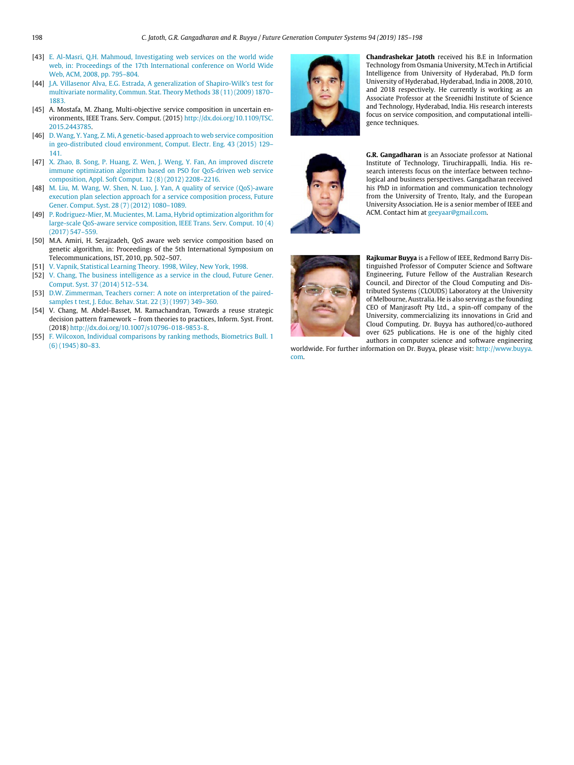[43] E. Al-Masri, Q.H. Mahmoud, Investigating web services on the world wide web, in: Proceedings of the 17th International conference on World Wide Web, ACM, 2008, pp. 795–804.

[44] J.A. Villasenor Alva, E.G. Estrada, A generalization of Shapiro-Wilk's test for multivariate normality, Commun. Stat. Theory Methods 38 (11) (2009) 1870–1883.

[45] A. Mostafa, M. Zhang, Multi-objective service composition in uncertain environments, IEEE Trans. Serv. Comput. (2015) http://dx.doi.org/10.1109/TSC.2015.2443785.

[46] D. Wang, Y. Yang, Z. Mi, A genetic-based approach to web service composition in geo-distributed cloud environment, Comput. Electr. Eng. 43 (2015) 129–141.

[47] X. Zhao, B. Song, P. Huang, Z. Wen, J. Weng, Y. Fan, An improved discrete immune optimization algorithm based on PSO for QoS-driven web service composition, Appl. Soft Comput. 12 (8) (2012) 2208–2216.

[48] M. Liu, M. Wang, W. Shen, N. Luo, J. Yan, A quality of service (QoS)-aware execution plan selection approach for a service composition process, Future Gener. Comput. Syst. 28 (7) (2012) 1080–1089.

[49] P. Rodriguez-Mier, M. Mucientes, M. Lama, Hybrid optimization algorithm for large-scale QoS-aware service composition, IEEE Trans. Serv. Comput. 10 (4) (2017) 547–559.

[50] M.A. Amiri, H. Serajzadeh, QoS aware web service composition based on genetic algorithm, in: Proceedings of the 5th International Symposium on Telecommunications, IST, 2010, pp. 502–507.

[51] V. Vapnik, Statistical Learning Theory. 1998, Wiley, New York, 1998.

[52] V. Chang, The business intelligence as a service in the cloud, Future Gener. Comput. Syst. 37 (2014) 512–534.

[53] D.W. Zimmerman, Teachers corner: A note on interpretation of the paired-samples t test, J. Educ. Behav. Stat. 22 (3) (1997) 349–360.

[54] V. Chang, M. Abdel-Basset, M. Ramachandran, Towards a reuse strategic decision pattern framework – from theories to practices, Inform. Syst. Front. (2018) http://dx.doi.org/10.1007/s10796-018-9853-8.

[55] F. Wilcoxon, Individual comparisons by ranking methods, Biometrics Bull. 1 (6) (1945) 80–83.

**Chandrashekar Jatoth** received his B.E in Information Technology from Osmania University, M.Tech in Artificial Intelligence from University of Hyderabad, Ph.D form University of Hyderabad, Hyderabad, India in 2008, 2010, and 2018 respectively. He currently is working as an Associate Professor at the Sreenidhi Institute of Science and Technology, Hyderabad, India. His research interests focus on service composition, and computational intelligence techniques.

**G.R. Gangadharan** is an Associate professor at National Institute of Technology, Tiruchirappalli, India. His research interests focus on the interface between technological and business perspectives. Gangadharan received his PhD in information and communication technology from the University of Trento, Italy, and the European University Association. He is a senior member of IEEE and ACM. Contact him at geeyaar@gmail.com.

**Rajkumar Buyya** is a Fellow of IEEE, Redmond Barry Distinguished Professor of Computer Science and Software Engineering, Future Fellow of the Australian Research Council, and Director of the Cloud Computing and Distributed Systems (CLOUDS) Laboratory at the University of Melbourne, Australia. He is also serving as the founding CEO of Manjrasoft Pty Ltd., a spin-off company of the University, commercializing its innovations in Grid and Cloud Computing. Dr. Buyya has authored/co-authored over 625 publications. He is one of the highly cited authors in computer science and software engineering worldwide. For further information on Dr. Buyya, please visit: http://www.buyya.com.